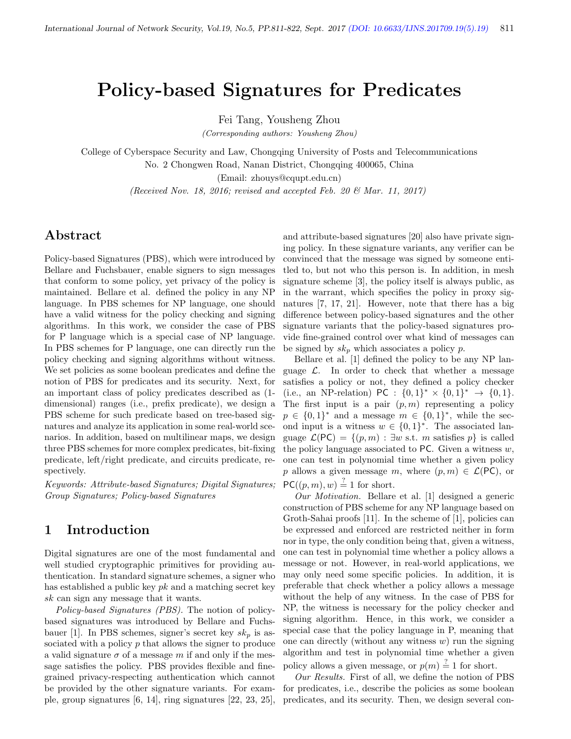# Policy-based Signatures for Predicates

Fei Tang, Yousheng Zhou

*(Corresponding authors: Yousheng Zhou)*

College of Cyberspace Security and Law, Chongqing University of Posts and Telecommunications

No. 2 Chongwen Road, Nanan District, Chongqing 400065, China

(Email: zhouys@cqupt.edu.cn)

*(Received Nov. 18, 2016; revised and accepted Feb. 20 & Mar. 11, 2017)*

## Abstract

Policy-based Signatures (PBS), which were introduced by Bellare and Fuchsbauer, enable signers to sign messages that conform to some policy, yet privacy of the policy is maintained. Bellare et al. defined the policy in any NP language. In PBS schemes for NP language, one should have a valid witness for the policy checking and signing algorithms. In this work, we consider the case of PBS for P language which is a special case of NP language. In PBS schemes for P language, one can directly run the policy checking and signing algorithms without witness. We set policies as some boolean predicates and define the notion of PBS for predicates and its security. Next, for an important class of policy predicates described as (1-dimensional) ranges (i.e., prefix predicate), we design a PBS scheme for such predicate based on tree-based signatures and analyze its application in some real-world scenarios. In addition, based on multilinear maps, we design three PBS schemes for more complex predicates, bit-fixing predicate, left/right predicate, and circuits predicate, respectively.

*Keywords: Attribute-based Signatures; Digital Signatures; Group Signatures; Policy-based Signatures*

## 1 Introduction

Digital signatures are one of the most fundamental and well studied cryptographic primitives for providing authentication. In standard signature schemes, a signer who has established a public key $pk$ and a matching secret key $sk$ can sign any message that it wants.

*Policy-based Signatures (PBS).* The notion of policy-based signatures was introduced by Bellare and Fuchsbauer [1]. In PBS schemes, signer's secret key $sk_p$ is associated with a policy $p$ that allows the signer to produce a valid signature $\sigma$ of a message $m$ if and only if the message satisfies the policy. PBS provides flexible and fine-grained privacy-respecting authentication which cannot be provided by the other signature variants. For example, group signatures [6, 14], ring signatures [22, 23, 25], and attribute-based signatures [20] also have private signing policy. In these signature variants, any verifier can be convinced that the message was signed by someone entitled to, but not who this person is. In addition, in mesh signature scheme [3], the policy itself is always public, as in the warrant, which specifies the policy in proxy signatures [7, 17, 21]. However, note that there has a big difference between policy-based signatures and the other signature variants that the policy-based signatures provide fine-grained control over what kind of messages can be signed by $sk_p$ which associates a policy $p$.

Bellare et al. [1] defined the policy to be any NP language $\mathcal{L}$. In order to check that whether a message satisfies a policy or not, they defined a policy checker (i.e., an NP-relation) $\mathsf{PC} : \{0,1\}^* \times \{0,1\}^* \rightarrow \{0,1\}$. The first input is a pair $(p, m)$ representing a policy $p \in \{0,1\}^*$ and a message $m \in \{0,1\}^*$, while the second input is a witness $w \in \{0,1\}^*$. The associated language $\mathcal{L}(\mathsf{PC}) = \{(p,m) : \exists w \text{ s.t. } m \text{ satisfies } p\}$ is called the policy language associated to $\mathsf{PC}$. Given a witness $w$, one can test in polynomial time whether a given policy $p$ allows a given message $m$, where $(p,m) \in \mathcal{L}(\mathsf{PC})$, or $\mathsf{PC}((p,m),w) \stackrel{?}{=} 1$ for short.

*Our Motivation.* Bellare et al. [1] designed a generic construction of PBS scheme for any NP language based on Groth-Sahai proofs [11]. In the scheme of [1], policies can be expressed and enforced are restricted neither in form nor in type, the only condition being that, given a witness, one can test in polynomial time whether a policy allows a message or not. However, in real-world applications, we may only need some specific policies. In addition, it is preferable that check whether a policy allows a message without the help of any witness. In the case of PBS for NP, the witness is necessary for the policy checker and signing algorithm. Hence, in this work, we consider a special case that the policy language in P, meaning that one can directly (without any witness $w$) run the signing algorithm and test in polynomial time whether a given policy allows a given message, or $p(m) \stackrel{?}{=} 1$ for short.

*Our Results.* First of all, we define the notion of PBS for predicates, i.e., describe the policies as some boolean predicates, and its security. Then, we design several con-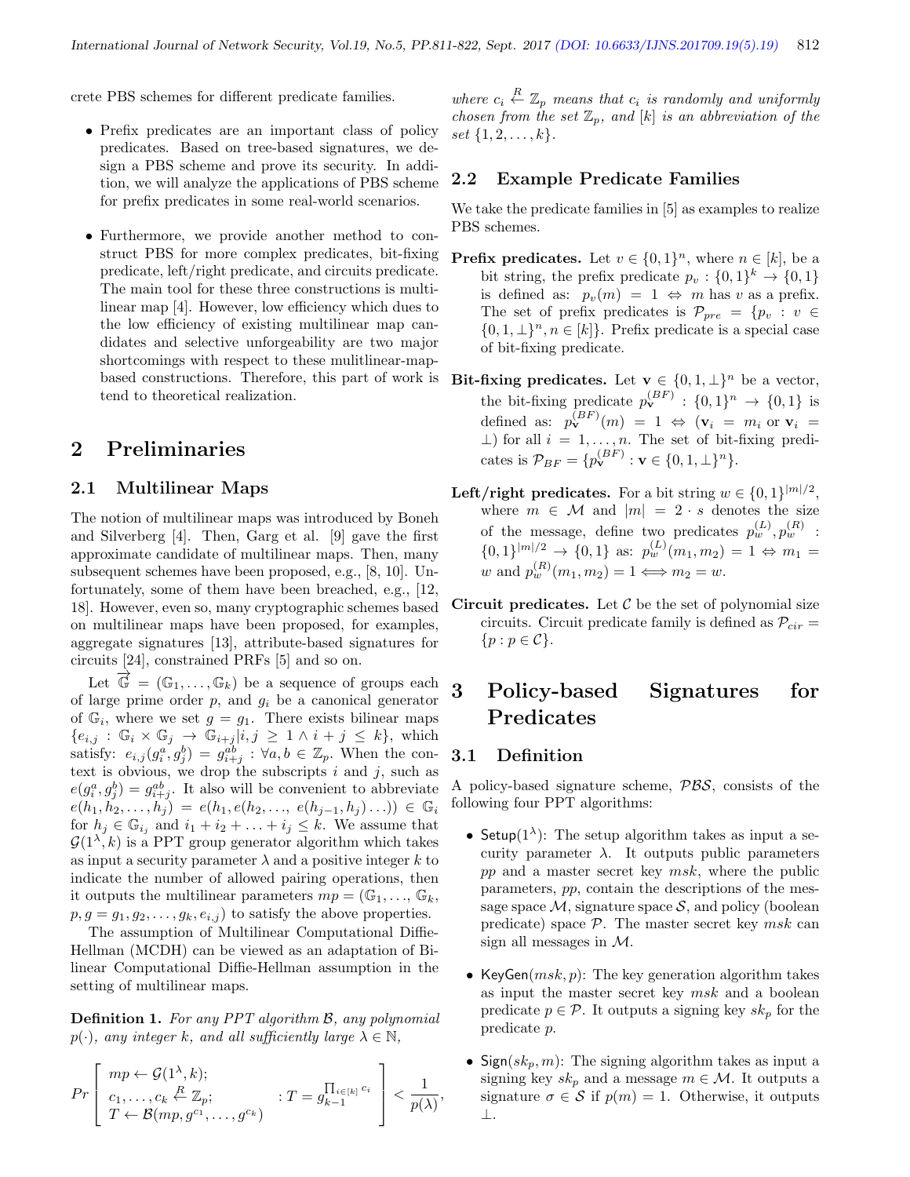crete PBS schemes for different predicate families.

- Prefix predicates are an important class of policy predicates. Based on tree-based signatures, we design a PBS scheme and prove its security. In addition, we will analyze the applications of PBS scheme for prefix predicates in some real-world scenarios.

- Furthermore, we provide another method to construct PBS for more complex predicates, bit-fixing predicate, left/right predicate, and circuits predicate. The main tool for these three constructions is multilinear map [4]. However, low efficiency which dues to the low efficiency of existing multilinear map candidates and selective unforgeability are two major shortcomings with respect to these mulitlinear-map-based constructions. Therefore, this part of work is tend to theoretical realization.

# 2 Preliminaries

## 2.1 Multilinear Maps

The notion of multilinear maps was introduced by Boneh and Silverberg [4]. Then, Garg et al. [9] gave the first approximate candidate of multilinear maps. Then, many subsequent schemes have been proposed, e.g., [8, 10]. Unfortunately, some of them have been breached, e.g., [12, 18]. However, even so, many cryptographic schemes based on multilinear maps have been proposed, for examples, aggregate signatures [13], attribute-based signatures for circuits [24], constrained PRFs [5] and so on.

Let $\overrightarrow{\mathbb{G}} = (\mathbb{G}_1, \ldots, \mathbb{G}_k)$ be a sequence of groups each of large prime order $p$, and $g_i$ be a canonical generator of $\mathbb{G}_i$, where we set $g = g_1$. There exists bilinear maps $\{e_{i,j} : \mathbb{G}_i \times \mathbb{G}_j \rightarrow \mathbb{G}_{i+j} | i, j \geq 1 \wedge i + j \leq k\}$, which satisfy: $e_{i,j}(g_i^a, g_j^b) = g_{i+j}^{ab} : \forall a, b \in \mathbb{Z}_p$. When the context is obvious, we drop the subscripts $i$ and $j$, such as $e(g_i^a, g_j^b) = g_{i+j}^{ab}$. It also will be convenient to abbreviate $e(h_1, h_2, \ldots, h_j) = e(h_1, e(h_2, \ldots, e(h_{j-1}, h_j) \ldots)) \in \mathbb{G}_i$ for $h_j \in \mathbb{G}_{i_j}$ and $i_1 + i_2 + \ldots + i_j \leq k$. We assume that $\mathcal{G}(1^\lambda, k)$ is a PPT group generator algorithm which takes as input a security parameter $\lambda$ and a positive integer $k$ to indicate the number of allowed pairing operations, then it outputs the multilinear parameters $mp = (\mathbb{G}_1, \ldots, \mathbb{G}_k, p, g = g_1, g_2, \ldots, g_k, e_{i,j})$ to satisfy the above properties.

The assumption of Multilinear Computational Diffie-Hellman (MCDH) can be viewed as an adaptation of Bilinear Computational Diffie-Hellman assumption in the setting of multilinear maps.

**Definition 1.** *For any PPT algorithm $\mathcal{B}$, any polynomial $p(\cdot)$, any integer $k$, and all sufficiently large $\lambda \in \mathbb{N}$,*

$$Pr\left[\begin{array}{l} mp \leftarrow \mathcal{G}(1^\lambda, k); \\ c_1, \ldots, c_k \xleftarrow{R} \mathbb{Z}_p; \\ T \leftarrow \mathcal{B}(mp, g^{c_1}, \ldots, g^{c_k}) \end{array} : T = g_{k-1}^{\prod_{i \in [k]} c_i}\right] < \frac{1}{p(\lambda)},$$

*where $c_i \xleftarrow{R} \mathbb{Z}_p$ means that $c_i$ is randomly and uniformly chosen from the set $\mathbb{Z}_p$, and $[k]$ is an abbreviation of the set $\{1, 2, \ldots, k\}$.*

## 2.2 Example Predicate Families

We take the predicate families in [5] as examples to realize PBS schemes.

**Prefix predicates.** Let $v \in \{0,1\}^n$, where $n \in [k]$, be a bit string, the prefix predicate $p_v : \{0,1\}^k \rightarrow \{0,1\}$ is defined as: $p_v(m) = 1 \Leftrightarrow m$ has $v$ as a prefix. The set of prefix predicates is $\mathcal{P}_{pre} = \{p_v : v \in \{0,1,\perp\}^n, n \in [k]\}$. Prefix predicate is a special case of bit-fixing predicate.

**Bit-fixing predicates.** Let $\mathbf{v} \in \{0,1,\perp\}^n$ be a vector, the bit-fixing predicate $p_{\mathbf{v}}^{(BF)} : \{0,1\}^n \rightarrow \{0,1\}$ is defined as: $p_{\mathbf{v}}^{(BF)}(m) = 1 \Leftrightarrow (\mathbf{v}_i = m_i \text{ or } \mathbf{v}_i = \perp)$ for all $i = 1, \ldots, n$. The set of bit-fixing predicates is $\mathcal{P}_{BF} = \{p_{\mathbf{v}}^{(BF)} : \mathbf{v} \in \{0,1,\perp\}^n\}$.

**Left/right predicates.** For a bit string $w \in \{0,1\}^{|m|/2}$, where $m \in \mathcal{M}$ and $|m| = 2 \cdot s$ denotes the size of the message, define two predicates $p_w^{(L)}, p_w^{(R)} : \{0,1\}^{|m|/2} \rightarrow \{0,1\}$ as: $p_w^{(L)}(m_1, m_2) = 1 \Leftrightarrow m_1 = w$ and $p_w^{(R)}(m_1, m_2) = 1 \Longleftrightarrow m_2 = w$.

**Circuit predicates.** Let $\mathcal{C}$ be the set of polynomial size circuits. Circuit predicate family is defined as $\mathcal{P}_{cir} = \{p : p \in \mathcal{C}\}$.

# 3 Policy-based Signatures for Predicates

## 3.1 Definition

A policy-based signature scheme, $\mathcal{PBS}$, consists of the following four PPT algorithms:

- $\mathsf{Setup}(1^\lambda)$: The setup algorithm takes as input a security parameter $\lambda$. It outputs public parameters $pp$ and a master secret key $msk$, where the public parameters, $pp$, contain the descriptions of the message space $\mathcal{M}$, signature space $\mathcal{S}$, and policy (boolean predicate) space $\mathcal{P}$. The master secret key $msk$ can sign all messages in $\mathcal{M}$.

- $\mathsf{KeyGen}(msk, p)$: The key generation algorithm takes as input the master secret key $msk$ and a boolean predicate $p \in \mathcal{P}$. It outputs a signing key $sk_p$ for the predicate $p$.

- $\mathsf{Sign}(sk_p, m)$: The signing algorithm takes as input a signing key $sk_p$ and a message $m \in \mathcal{M}$. It outputs a signature $\sigma \in \mathcal{S}$ if $p(m) = 1$. Otherwise, it outputs $\perp$.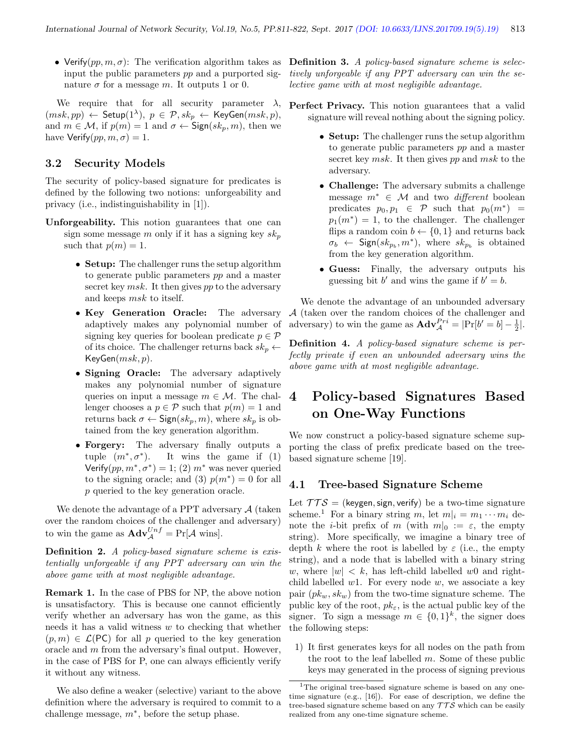- $\mathsf{Verify}(pp, m, \sigma)$: The verification algorithm takes as input the public parameters $pp$ and a purported signature $\sigma$ for a message $m$. It outputs 1 or 0.

We require that for all security parameter $\lambda$, $(msk, pp) \leftarrow \mathsf{Setup}(1^\lambda)$, $p \in \mathcal{P}, sk_p \leftarrow \mathsf{KeyGen}(msk, p)$, and $m \in \mathcal{M}$, if $p(m) = 1$ and $\sigma \leftarrow \mathsf{Sign}(sk_p, m)$, then we have $\mathsf{Verify}(pp, m, \sigma) = 1$.

### 3.2 Security Models

The security of policy-based signature for predicates is defined by the following two notions: unforgeability and privacy (i.e., indistinguishability in [1]).

**Unforgeability.** This notion guarantees that one can sign some message $m$ only if it has a signing key $sk_p$ such that $p(m) = 1$.

- **Setup:** The challenger runs the setup algorithm to generate public parameters $pp$ and a master secret key $msk$. It then gives $pp$ to the adversary and keeps $msk$ to itself.
- **Key Generation Oracle:** The adversary adaptively makes any polynomial number of signing key queries for boolean predicate $p \in \mathcal{P}$ of its choice. The challenger returns back $sk_p \leftarrow \mathsf{KeyGen}(msk, p)$.
- **Signing Oracle:** The adversary adaptively makes any polynomial number of signature queries on input a message $m \in \mathcal{M}$. The challenger chooses a $p \in \mathcal{P}$ such that $p(m) = 1$ and returns back $\sigma \leftarrow \mathsf{Sign}(sk_p, m)$, where $sk_p$ is obtained from the key generation algorithm.
- **Forgery:** The adversary finally outputs a tuple $(m^*, \sigma^*)$. It wins the game if (1) $\mathsf{Verify}(pp, m^*, \sigma^*) = 1$; (2) $m^*$ was never queried to the signing oracle; and (3) $p(m^*) = 0$ for all $p$ queried to the key generation oracle.

We denote the advantage of a PPT adversary $\mathcal{A}$ (taken over the random choices of the challenger and adversary) to win the game as $\mathbf{Adv}_{\mathcal{A}}^{Unf} = \Pr[\mathcal{A} \text{ wins}]$.

**Definition 2.** *A policy-based signature scheme is existentially unforgeable if any PPT adversary can win the above game with at most negligible advantage.*

**Remark 1.** In the case of PBS for NP, the above notion is unsatisfactory. This is because one cannot efficiently verify whether an adversary has won the game, as this needs it has a valid witness $w$ to checking that whether $(p, m) \in \mathcal{L}(\mathsf{PC})$ for all $p$ queried to the key generation oracle and $m$ from the adversary's final output. However, in the case of PBS for P, one can always efficiently verify it without any witness.

We also define a weaker (selective) variant to the above definition where the adversary is required to commit to a challenge message, $m^*$, before the setup phase.

**Definition 3.** *A policy-based signature scheme is selectively unforgeable if any PPT adversary can win the selective game with at most negligible advantage.*

**Perfect Privacy.** This notion guarantees that a valid signature will reveal nothing about the signing policy.

- **Setup:** The challenger runs the setup algorithm to generate public parameters $pp$ and a master secret key $msk$. It then gives $pp$ and $msk$ to the adversary.
- **Challenge:** The adversary submits a challenge message $m^* \in \mathcal{M}$ and two *different* boolean predicates $p_0, p_1 \in \mathcal{P}$ such that $p_0(m^*) = p_1(m^*) = 1$, to the challenger. The challenger flips a random coin $b \leftarrow \{0, 1\}$ and returns back $\sigma_b \leftarrow \mathsf{Sign}(sk_{p_b}, m^*)$, where $sk_{p_b}$ is obtained from the key generation algorithm.
- **Guess:** Finally, the adversary outputs his guessing bit $b'$ and wins the game if $b' = b$.

We denote the advantage of an unbounded adversary $\mathcal{A}$ (taken over the random choices of the challenger and adversary) to win the game as $\mathbf{Adv}_{\mathcal{A}}^{Pri} = |\Pr[b' = b] - \frac{1}{2}|$.

**Definition 4.** *A policy-based signature scheme is perfectly private if even an unbounded adversary wins the above game with at most negligible advantage.*

## 4 Policy-based Signatures Based on One-Way Functions

We now construct a policy-based signature scheme supporting the class of prefix predicate based on the tree-based signature scheme [19].

### 4.1 Tree-based Signature Scheme

Let $\mathcal{TTS} = (\mathsf{keygen}, \mathsf{sign}, \mathsf{verify})$ be a two-time signature scheme.[1] For a binary string $m$, let $m|_i = m_1 \cdots m_i$ denote the $i$-bit prefix of $m$ (with $m|_0 := \varepsilon$, the empty string). More specifically, we imagine a binary tree of depth $k$ where the root is labelled by $\varepsilon$ (i.e., the empty string), and a node that is labelled with a binary string $w$, where $|w| < k$, has left-child labelled $w0$ and right-child labelled $w1$. For every node $w$, we associate a key pair $(pk_w, sk_w)$ from the two-time signature scheme. The public key of the root, $pk_\varepsilon$, is the actual public key of the signer. To sign a message $m \in \{0, 1\}^k$, the signer does the following steps:

1) It first generates keys for all nodes on the path from the root to the leaf labelled $m$. Some of these public keys may generated in the process of signing previous

[1] The original tree-based signature scheme is based on any one-time signature (e.g., [16]). For ease of description, we define the tree-based signature scheme based on any $\mathcal{TTS}$ which can be easily realized from any one-time signature scheme.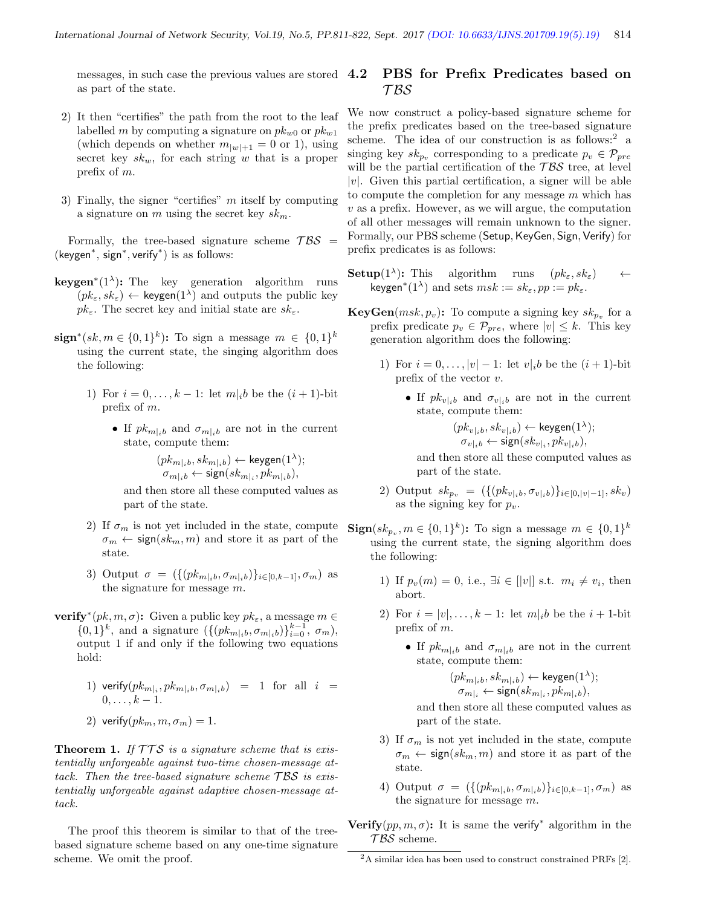messages, in such case the previous values are stored as part of the state.

2) It then "certifies" the path from the root to the leaf labelled $m$ by computing a signature on $pk_{w0}$ or $pk_{w1}$ (which depends on whether $m_{|w|+1} = 0$ or 1), using secret key $sk_w$, for each string $w$ that is a proper prefix of $m$.

3) Finally, the signer "certifies" $m$ itself by computing a signature on $m$ using the secret key $sk_m$.

Formally, the tree-based signature scheme $\mathcal{TBS} = (\mathsf{keygen}^*, \mathsf{sign}^*, \mathsf{verify}^*)$ is as follows:

**keygen**$^*(1^\lambda)$**:** The key generation algorithm runs $(pk_\varepsilon, sk_\varepsilon) \leftarrow \mathsf{keygen}(1^\lambda)$ and outputs the public key $pk_\varepsilon$. The secret key and initial state are $sk_\varepsilon$.

**sign**$^*(sk, m \in \{0,1\}^k)$**:** To sign a message $m \in \{0,1\}^k$ using the current state, the singing algorithm does the following:

1) For $i = 0, \ldots, k-1$: let $m|_i b$ be the $(i+1)$-bit prefix of $m$.

   - If $pk_{m|_i b}$ and $\sigma_{m|_i b}$ are not in the current state, compute them:
   $$(pk_{m|_i b}, sk_{m|_i b}) \leftarrow \mathsf{keygen}(1^\lambda);$$
   $$\sigma_{m|_i b} \leftarrow \mathsf{sign}(sk_{m|_i}, pk_{m|_i b}),$$
   and then store all these computed values as part of the state.

2) If $\sigma_m$ is not yet included in the state, compute $\sigma_m \leftarrow \mathsf{sign}(sk_m, m)$ and store it as part of the state.

3) Output $\sigma = (\{(pk_{m|_i b}, \sigma_{m|_i b})\}_{i \in [0,k-1]}, \sigma_m)$ as the signature for message $m$.

**verify**$^*(pk, m, \sigma)$**:** Given a public key $pk_\varepsilon$, a message $m \in \{0,1\}^k$, and a signature $(\{(pk_{m|_i b}, \sigma_{m|_i b})\}_{i=0}^{k-1}, \sigma_m)$, output 1 if and only if the following two equations hold:

1) $\mathsf{verify}(pk_{m|_i}, pk_{m|_i b}, \sigma_{m|_i b}) = 1$ for all $i = 0, \ldots, k-1$.

2) $\mathsf{verify}(pk_m, m, \sigma_m) = 1$.

**Theorem 1.** *If $\mathcal{TTS}$ is a signature scheme that is existentially unforgeable against two-time chosen-message attack. Then the tree-based signature scheme $\mathcal{TBS}$ is existentially unforgeable against adaptive chosen-message attack.*

The proof this theorem is similar to that of the tree-based signature scheme based on any one-time signature scheme. We omit the proof.

## 4.2 PBS for Prefix Predicates based on $\mathcal{TBS}$

We now construct a policy-based signature scheme for the prefix predicates based on the tree-based signature scheme. The idea of our construction is as follows:[2] a singing key $sk_{p_v}$ corresponding to a predicate $p_v \in \mathcal{P}_{pre}$ will be the partial certification of the $\mathcal{TBS}$ tree, at level $|v|$. Given this partial certification, a signer will be able to compute the completion for any message $m$ which has $v$ as a prefix. However, as we will argue, the computation of all other messages will remain unknown to the signer. Formally, our PBS scheme $(\mathsf{Setup}, \mathsf{KeyGen}, \mathsf{Sign}, \mathsf{Verify})$ for prefix predicates is as follows:

**Setup**$(1^\lambda)$**:** This algorithm runs $(pk_\varepsilon, sk_\varepsilon) \leftarrow \mathsf{keygen}^*(1^\lambda)$ and sets $msk := sk_\varepsilon, pp := pk_\varepsilon$.

**KeyGen**$(msk, p_v)$**:** To compute a signing key $sk_{p_v}$ for a prefix predicate $p_v \in \mathcal{P}_{pre}$, where $|v| \leq k$. This key generation algorithm does the following:

1) For $i = 0, \ldots, |v|-1$: let $v|_i b$ be the $(i+1)$-bit prefix of the vector $v$.

   - If $pk_{v|_i b}$ and $\sigma_{v|_i b}$ are not in the current state, compute them:
   $$(pk_{v|_i b}, sk_{v|_i b}) \leftarrow \mathsf{keygen}(1^\lambda);$$
   $$\sigma_{v|_i b} \leftarrow \mathsf{sign}(sk_{v|_i}, pk_{v|_i b}),$$
   and then store all these computed values as part of the state.

2) Output $sk_{p_v} = (\{(pk_{v|_i b}, \sigma_{v|_i b})\}_{i \in [0,|v|-1]}, sk_v)$ as the signing key for $p_v$.

**Sign**$(sk_{p_v}, m \in \{0,1\}^k)$**:** To sign a message $m \in \{0,1\}^k$ using the current state, the signing algorithm does the following:

1) If $p_v(m) = 0$, i.e., $\exists i \in [|v|]$ s.t. $m_i \neq v_i$, then abort.

2) For $i = |v|, \ldots, k-1$: let $m|_i b$ be the $i+1$-bit prefix of $m$.

   - If $pk_{m|_i b}$ and $\sigma_{m|_i b}$ are not in the current state, compute them:
   $$(pk_{m|_i b}, sk_{m|_i b}) \leftarrow \mathsf{keygen}(1^\lambda);$$
   $$\sigma_{m|_i} \leftarrow \mathsf{sign}(sk_{m|_i}, pk_{m|_i b}),$$
   and then store all these computed values as part of the state.

3) If $\sigma_m$ is not yet included in the state, compute $\sigma_m \leftarrow \mathsf{sign}(sk_m, m)$ and store it as part of the state.

4) Output $\sigma = (\{(pk_{m|_i b}, \sigma_{m|_i b})\}_{i \in [0,k-1]}, \sigma_m)$ as the signature for message $m$.

**Verify**$(pp, m, \sigma)$**:** It is same the $\mathsf{verify}^*$ algorithm in the $\mathcal{TBS}$ scheme.

[2] A similar idea has been used to construct constrained PRFs [2].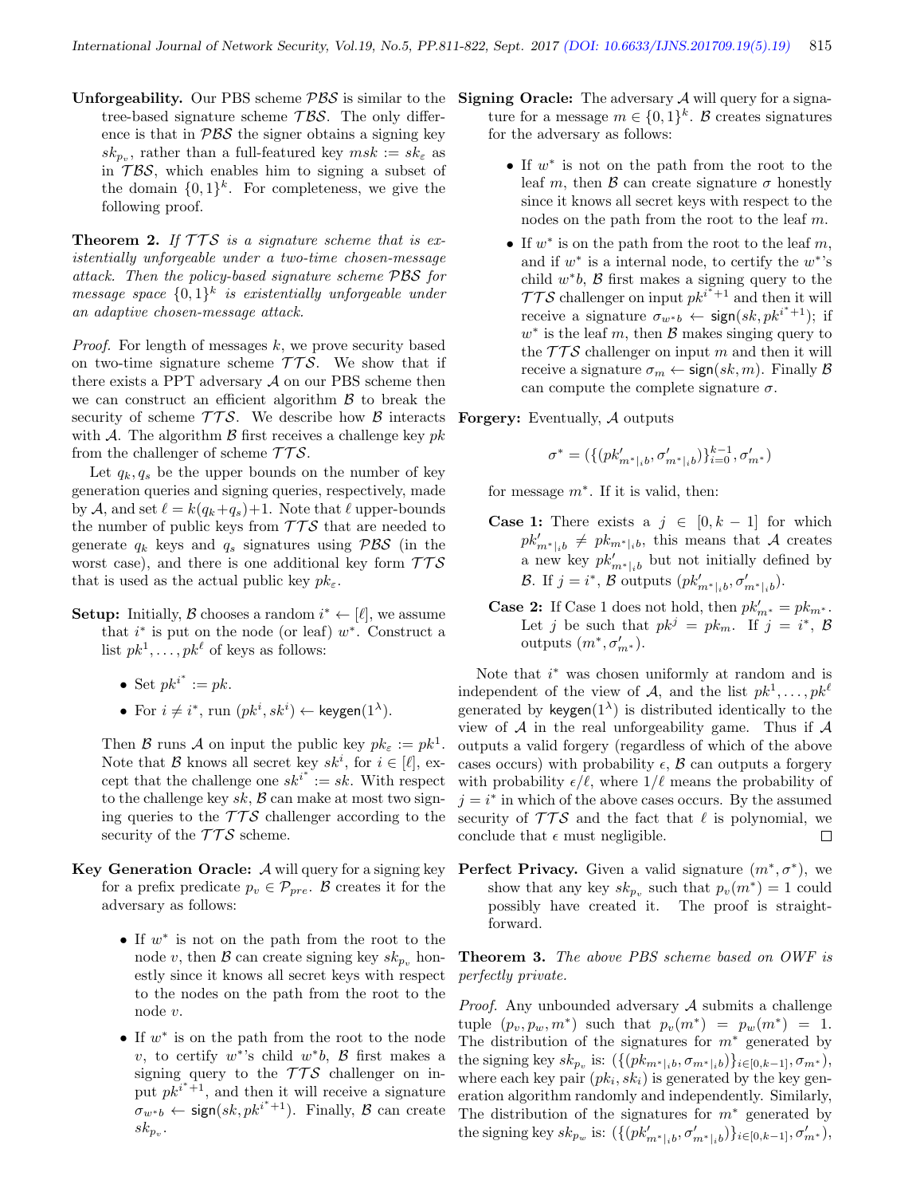**Unforgeability.** Our PBS scheme $\mathcal{PBS}$ is similar to the tree-based signature scheme $\mathcal{TBS}$. The only difference is that in $\mathcal{PBS}$ the signer obtains a signing key $sk_{p_v}$, rather than a full-featured key $msk := sk_\varepsilon$ as in $\mathcal{TBS}$, which enables him to signing a subset of the domain $\{0,1\}^k$. For completeness, we give the following proof.

**Theorem 2.** *If $\mathcal{TTS}$ is a signature scheme that is existentially unforgeable under a two-time chosen-message attack. Then the policy-based signature scheme $\mathcal{PBS}$ for message space $\{0,1\}^k$ is existentially unforgeable under an adaptive chosen-message attack.*

*Proof.* For length of messages $k$, we prove security based on two-time signature scheme $\mathcal{TTS}$. We show that if there exists a PPT adversary $\mathcal{A}$ on our PBS scheme then we can construct an efficient algorithm $\mathcal{B}$ to break the security of scheme $\mathcal{TTS}$. We describe how $\mathcal{B}$ interacts with $\mathcal{A}$. The algorithm $\mathcal{B}$ first receives a challenge key $pk$ from the challenger of scheme $\mathcal{TTS}$.

Let $q_k, q_s$ be the upper bounds on the number of key generation queries and signing queries, respectively, made by $\mathcal{A}$, and set $\ell = k(q_k+q_s)+1$. Note that $\ell$ upper-bounds the number of public keys from $\mathcal{TTS}$ that are needed to generate $q_k$ keys and $q_s$ signatures using $\mathcal{PBS}$ (in the worst case), and there is one additional key form $\mathcal{TTS}$ that is used as the actual public key $pk_\varepsilon$.

**Setup:** Initially, $\mathcal{B}$ chooses a random $i^* \leftarrow [\ell]$, we assume that $i^*$ is put on the node (or leaf) $w^*$. Construct a list $pk^1, \ldots, pk^\ell$ of keys as follows:

- Set $pk^{i^*} := pk$.
- For $i \neq i^*$, run $(pk^i, sk^i) \leftarrow \mathsf{keygen}(1^\lambda)$.

Then $\mathcal{B}$ runs $\mathcal{A}$ on input the public key $pk_\varepsilon := pk^1$. Note that $\mathcal{B}$ knows all secret key $sk^i$, for $i \in [\ell]$, except that the challenge one $sk^{i^*} := sk$. With respect to the challenge key $sk$, $\mathcal{B}$ can make at most two signing queries to the $\mathcal{TTS}$ challenger according to the security of the $\mathcal{TTS}$ scheme.

**Key Generation Oracle:** $\mathcal{A}$ will query for a signing key for a prefix predicate $p_v \in \mathcal{P}_{pre}$. $\mathcal{B}$ creates it for the adversary as follows:

- If $w^*$ is not on the path from the root to the node $v$, then $\mathcal{B}$ can create signing key $sk_{p_v}$ honestly since it knows all secret keys with respect to the nodes on the path from the root to the node $v$.
- If $w^*$ is on the path from the root to the node $v$, to certify $w^*$'s child $w^*b$, $\mathcal{B}$ first makes a signing query to the $\mathcal{TTS}$ challenger on input $pk^{i^*+1}$, and then it will receive a signature $\sigma_{w^*b} \leftarrow \mathsf{sign}(sk, pk^{i^*+1})$. Finally, $\mathcal{B}$ can create $sk_{p_v}$.

**Signing Oracle:** The adversary $\mathcal{A}$ will query for a signature for a message $m \in \{0,1\}^k$. $\mathcal{B}$ creates signatures for the adversary as follows:

- If $w^*$ is not on the path from the root to the leaf $m$, then $\mathcal{B}$ can create signature $\sigma$ honestly since it knows all secret keys with respect to the nodes on the path from the root to the leaf $m$.
- If $w^*$ is on the path from the root to the leaf $m$, and if $w^*$ is a internal node, to certify the $w^*$'s child $w^*b$, $\mathcal{B}$ first makes a signing query to the $\mathcal{TTS}$ challenger on input $pk^{i^*+1}$ and then it will receive a signature $\sigma_{w^*b} \leftarrow \mathsf{sign}(sk, pk^{i^*+1})$; if $w^*$ is the leaf $m$, then $\mathcal{B}$ makes singing query to the $\mathcal{TTS}$ challenger on input $m$ and then it will receive a signature $\sigma_m \leftarrow \mathsf{sign}(sk, m)$. Finally $\mathcal{B}$ can compute the complete signature $\sigma$.

**Forgery:** Eventually, $\mathcal{A}$ outputs

$$\sigma^* = (\{(pk'_{m^*|_i b}, \sigma'_{m^*|_i b})\}_{i=0}^{k-1}, \sigma'_{m^*})$$

for message $m^*$. If it is valid, then:

**Case 1:** There exists a $j \in [0, k-1]$ for which $pk'_{m^*|_i b} \neq pk_{m^*|_i b}$, this means that $\mathcal{A}$ creates a new key $pk'_{m^*|_i b}$ but not initially defined by $\mathcal{B}$. If $j = i^*$, $\mathcal{B}$ outputs $(pk'_{m^*|_i b}, \sigma'_{m^*|_i b})$.

**Case 2:** If Case 1 does not hold, then $pk'_{m^*} = pk_{m^*}$. Let $j$ be such that $pk^j = pk_m$. If $j = i^*$, $\mathcal{B}$ outputs $(m^*, \sigma'_{m^*})$.

Note that $i^*$ was chosen uniformly at random and is independent of the view of $\mathcal{A}$, and the list $pk^1, \ldots, pk^\ell$ generated by $\mathsf{keygen}(1^\lambda)$ is distributed identically to the view of $\mathcal{A}$ in the real unforgeability game. Thus if $\mathcal{A}$ outputs a valid forgery (regardless of which of the above cases occurs) with probability $\epsilon$, $\mathcal{B}$ can outputs a forgery with probability $\epsilon/\ell$, where $1/\ell$ means the probability of $j = i^*$ in which of the above cases occurs. By the assumed security of $\mathcal{TTS}$ and the fact that $\ell$ is polynomial, we conclude that $\epsilon$ must negligible. $\square$

**Perfect Privacy.** Given a valid signature $(m^*, \sigma^*)$, we show that any key $sk_{p_v}$ such that $p_v(m^*) = 1$ could possibly have created it. The proof is straightforward.

**Theorem 3.** *The above PBS scheme based on OWF is perfectly private.*

*Proof.* Any unbounded adversary $\mathcal{A}$ submits a challenge tuple $(p_v, p_w, m^*)$ such that $p_v(m^*) = p_w(m^*) = 1$. The distribution of the signatures for $m^*$ generated by the signing key $sk_{p_v}$ is: $(\{(pk_{m^*|_i b}, \sigma_{m^*|_i b})\}_{i \in [0,k-1]}, \sigma_{m^*})$, where each key pair $(pk_i, sk_i)$ is generated by the key generation algorithm randomly and independently. Similarly, The distribution of the signatures for $m^*$ generated by the signing key $sk_{p_w}$ is: $(\{(pk'_{m^*|_i b}, \sigma'_{m^*|_i b})\}_{i \in [0,k-1]}, \sigma'_{m^*})$,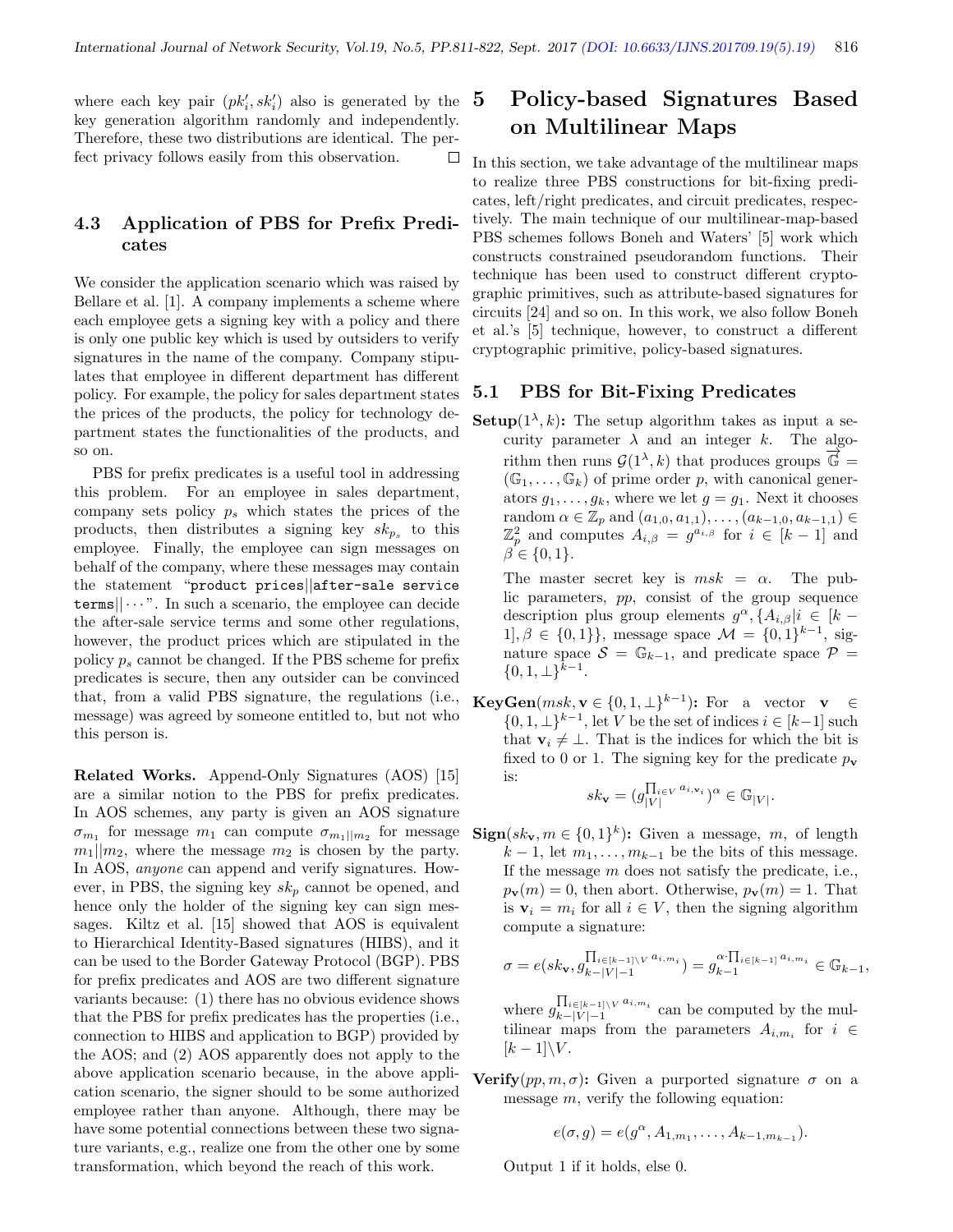where each key pair $(pk'_i, sk'_i)$ also is generated by the key generation algorithm randomly and independently. Therefore, these two distributions are identical. The perfect privacy follows easily from this observation. □

### 4.3 Application of PBS for Prefix Predicates

We consider the application scenario which was raised by Bellare et al. [1]. A company implements a scheme where each employee gets a signing key with a policy and there is only one public key which is used by outsiders to verify signatures in the name of the company. Company stipulates that employee in different department has different policy. For example, the policy for sales department states the prices of the products, the policy for technology department states the functionalities of the products, and so on.

PBS for prefix predicates is a useful tool in addressing this problem. For an employee in sales department, company sets policy $p_s$ which states the prices of the products, then distributes a signing key $sk_{p_s}$ to this employee. Finally, the employee can sign messages on behalf of the company, where these messages may contain the statement "`product prices||after-sale service terms||···`". In such a scenario, the employee can decide the after-sale service terms and some other regulations, however, the product prices which are stipulated in the policy $p_s$ cannot be changed. If the PBS scheme for prefix predicates is secure, then any outsider can be convinced that, from a valid PBS signature, the regulations (i.e., message) was agreed by someone entitled to, but not who this person is.

**Related Works.** Append-Only Signatures (AOS) [15] are a similar notion to the PBS for prefix predicates. In AOS schemes, any party is given an AOS signature $\sigma_{m_1}$ for message $m_1$ can compute $\sigma_{m_1||m_2}$ for message $m_1||m_2$, where the message $m_2$ is chosen by the party. In AOS, *anyone* can append and verify signatures. However, in PBS, the signing key $sk_p$ cannot be opened, and hence only the holder of the signing key can sign messages. Kiltz et al. [15] showed that AOS is equivalent to Hierarchical Identity-Based signatures (HIBS), and it can be used to the Border Gateway Protocol (BGP). PBS for prefix predicates and AOS are two different signature variants because: (1) there has no obvious evidence shows that the PBS for prefix predicates has the properties (i.e., connection to HIBS and application to BGP) provided by the AOS; and (2) AOS apparently does not apply to the above application scenario because, in the above application scenario, the signer should to be some authorized employee rather than anyone. Although, there may be have some potential connections between these two signature variants, e.g., realize one from the other one by some transformation, which beyond the reach of this work.

## 5 Policy-based Signatures Based on Multilinear Maps

In this section, we take advantage of the multilinear maps to realize three PBS constructions for bit-fixing predicates, left/right predicates, and circuit predicates, respectively. The main technique of our multilinear-map-based PBS schemes follows Boneh and Waters' [5] work which constructs constrained pseudorandom functions. Their technique has been used to construct different cryptographic primitives, such as attribute-based signatures for circuits [24] and so on. In this work, we also follow Boneh et al.'s [5] technique, however, to construct a different cryptographic primitive, policy-based signatures.

### 5.1 PBS for Bit-Fixing Predicates

**Setup**$(1^\lambda, k)$**:** The setup algorithm takes as input a security parameter $\lambda$ and an integer $k$. The algorithm then runs $\mathcal{G}(1^\lambda, k)$ that produces groups $\vec{\mathbb{G}} = (\mathbb{G}_1, \ldots, \mathbb{G}_k)$ of prime order $p$, with canonical generators $g_1, \ldots, g_k$, where we let $g = g_1$. Next it chooses random $\alpha \in \mathbb{Z}_p$ and $(a_{1,0}, a_{1,1}), \ldots, (a_{k-1,0}, a_{k-1,1}) \in \mathbb{Z}_p^2$ and computes $A_{i,\beta} = g^{a_{i,\beta}}$ for $i \in [k-1]$ and $\beta \in \{0, 1\}$.

The master secret key is $msk = \alpha$. The public parameters, $pp$, consist of the group sequence description plus group elements $g^\alpha, \{A_{i,\beta} | i \in [k-1], \beta \in \{0,1\}\}$, message space $\mathcal{M} = \{0,1\}^{k-1}$, signature space $\mathcal{S} = \mathbb{G}_{k-1}$, and predicate space $\mathcal{P} = \{0, 1, \perp\}^{k-1}$.

**KeyGen**$(msk, \mathbf{v} \in \{0,1,\perp\}^{k-1})$**:** For a vector $\mathbf{v} \in \{0,1,\perp\}^{k-1}$, let $V$ be the set of indices $i \in [k-1]$ such that $\mathbf{v}_i \neq \perp$. That is the indices for which the bit is fixed to 0 or 1. The signing key for the predicate $p_\mathbf{v}$ is:

$$sk_\mathbf{v} = (g_{|V|}^{\prod_{i \in V} a_{i,\mathbf{v}_i}})^\alpha \in \mathbb{G}_{|V|}.$$

**Sign**$(sk_\mathbf{v}, m \in \{0,1\}^k)$**:** Given a message, $m$, of length $k-1$, let $m_1, \ldots, m_{k-1}$ be the bits of this message. If the message $m$ does not satisfy the predicate, i.e., $p_\mathbf{v}(m) = 0$, then abort. Otherwise, $p_\mathbf{v}(m) = 1$. That is $\mathbf{v}_i = m_i$ for all $i \in V$, then the signing algorithm compute a signature:

$$\sigma = e(sk_\mathbf{v}, g_{k-|V|-1}^{\prod_{i \in [k-1] \setminus V} a_{i,m_i}}) = g_{k-1}^{\alpha \cdot \prod_{i \in [k-1]} a_{i,m_i}} \in \mathbb{G}_{k-1},$$

where $g_{k-|V|-1}^{\prod_{i \in [k-1] \setminus V} a_{i,m_i}}$ can be computed by the multilinear maps from the parameters $A_{i,m_i}$ for $i \in [k-1] \setminus V$.

**Verify**$(pp, m, \sigma)$**:** Given a purported signature $\sigma$ on a message $m$, verify the following equation:

$$e(\sigma, g) = e(g^\alpha, A_{1,m_1}, \ldots, A_{k-1,m_{k-1}}).$$

Output 1 if it holds, else 0.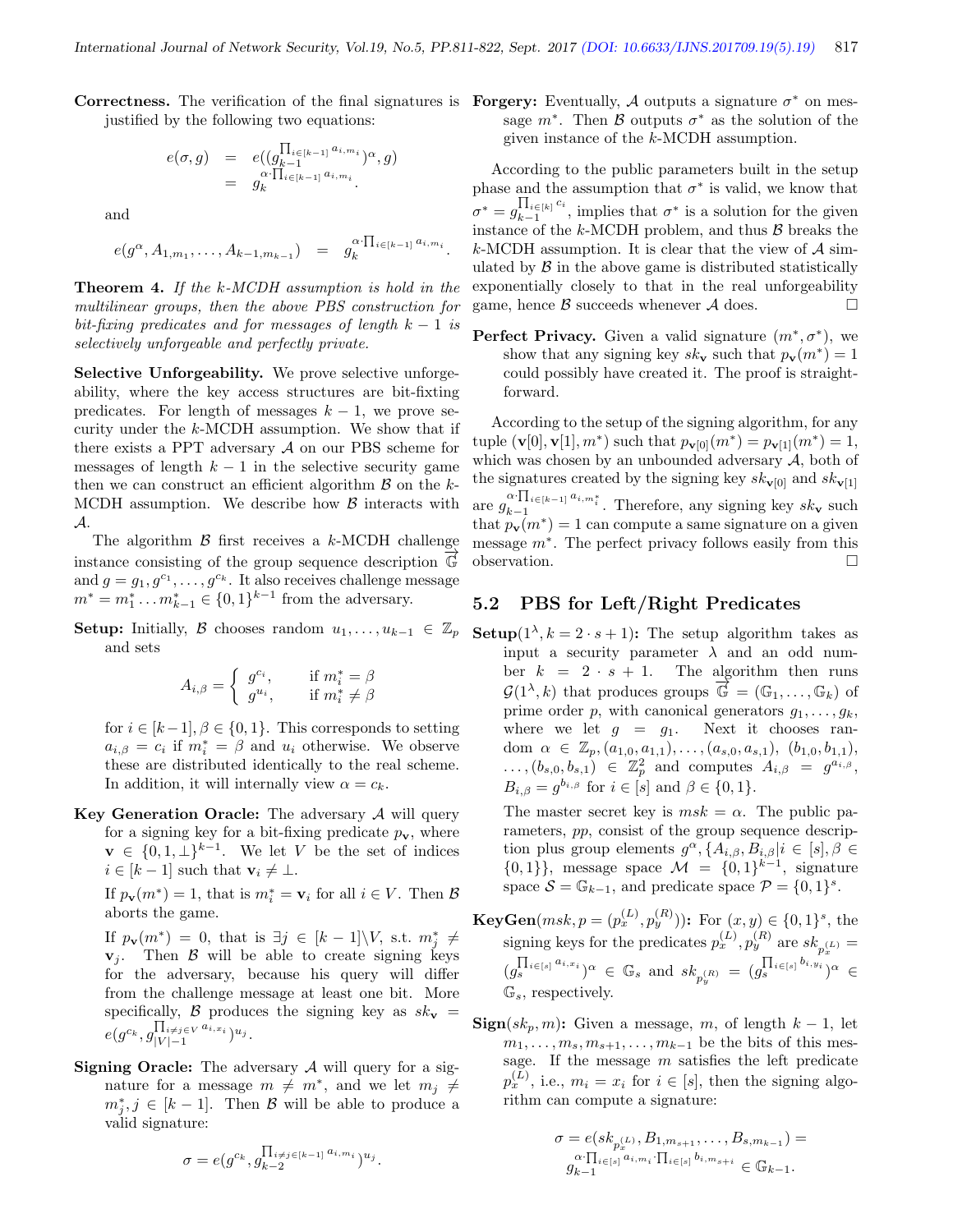**Correctness.** The verification of the final signatures is justified by the following two equations:

$$\begin{aligned} e(\sigma, g) &= e((g_{k-1}^{\prod_{i\in[k-1]} a_{i,m_i}})^{\alpha}, g) \\ &= g_k^{\alpha \cdot \prod_{i\in[k-1]} a_{i,m_i}}. \end{aligned}$$

and

$$e(g^{\alpha}, A_{1,m_1}, \ldots, A_{k-1,m_{k-1}}) = g_k^{\alpha \cdot \prod_{i\in[k-1]} a_{i,m_i}}.$$

**Theorem 4.** *If the k-MCDH assumption is hold in the multilinear groups, then the above PBS construction for bit-fixing predicates and for messages of length $k-1$ is selectively unforgeable and perfectly private.*

**Selective Unforgeability.** We prove selective unforgeability, where the key access structures are bit-fixting predicates. For length of messages $k-1$, we prove security under the $k$-MCDH assumption. We show that if there exists a PPT adversary $\mathcal{A}$ on our PBS scheme for messages of length $k-1$ in the selective security game then we can construct an efficient algorithm $\mathcal{B}$ on the $k$-MCDH assumption. We describe how $\mathcal{B}$ interacts with $\mathcal{A}$.

The algorithm $\mathcal{B}$ first receives a $k$-MCDH challenge instance consisting of the group sequence description $\overrightarrow{\mathbb{G}}$ and $g = g_1, g^{c_1}, \ldots, g^{c_k}$. It also receives challenge message $m^* = m_1^* \ldots m_{k-1}^* \in \{0,1\}^{k-1}$ from the adversary.

**Setup:** Initially, $\mathcal{B}$ chooses random $u_1, \ldots, u_{k-1} \in \mathbb{Z}_p$ and sets

$$A_{i,\beta} = \begin{cases} g^{c_i}, & \text{if } m_i^* = \beta \\ g^{u_i}, & \text{if } m_i^* \neq \beta \end{cases}$$

for $i \in [k-1], \beta \in \{0,1\}$. This corresponds to setting $a_{i,\beta} = c_i$ if $m_i^* = \beta$ and $u_i$ otherwise. We observe these are distributed identically to the real scheme. In addition, it will internally view $\alpha = c_k$.

**Key Generation Oracle:** The adversary $\mathcal{A}$ will query for a signing key for a bit-fixing predicate $p_{\mathbf{v}}$, where $\mathbf{v} \in \{0,1,\perp\}^{k-1}$. We let $V$ be the set of indices $i \in [k-1]$ such that $\mathbf{v}_i \neq \perp$.

If $p_{\mathbf{v}}(m^*) = 1$, that is $m_i^* = \mathbf{v}_i$ for all $i \in V$. Then $\mathcal{B}$ aborts the game.

If $p_{\mathbf{v}}(m^*) = 0$, that is $\exists j \in [k-1] \backslash V$, s.t. $m_j^* \neq \mathbf{v}_j$. Then $\mathcal{B}$ will be able to create signing keys for the adversary, because his query will differ from the challenge message at least one bit. More specifically, $\mathcal{B}$ produces the signing key as $sk_{\mathbf{v}} = e(g^{c_k}, g_{|V|-1}^{\prod_{i\neq j \in V} a_{i,x_i}})^{u_j}$.

**Signing Oracle:** The adversary $\mathcal{A}$ will query for a signature for a message $m \neq m^*$, and we let $m_j \neq m_j^*, j \in [k-1]$. Then $\mathcal{B}$ will be able to produce a valid signature:

$$\sigma = e(g^{c_k}, g_{k-2}^{\prod_{i\neq j \in [k-1]} a_{i,m_i}})^{u_j}.$$

**Forgery:** Eventually, $\mathcal{A}$ outputs a signature $\sigma^*$ on message $m^*$. Then $\mathcal{B}$ outputs $\sigma^*$ as the solution of the given instance of the $k$-MCDH assumption.

According to the public parameters built in the setup phase and the assumption that $\sigma^*$ is valid, we know that $\sigma^* = g_{k-1}^{\prod_{i\in[k]} c_i}$, implies that $\sigma^*$ is a solution for the given instance of the $k$-MCDH problem, and thus $\mathcal{B}$ breaks the $k$-MCDH assumption. It is clear that the view of $\mathcal{A}$ simulated by $\mathcal{B}$ in the above game is distributed statistically exponentially closely to that in the real unforgeability game, hence $\mathcal{B}$ succeeds whenever $\mathcal{A}$ does. □

**Perfect Privacy.** Given a valid signature $(m^*, \sigma^*)$, we show that any signing key $sk_{\mathbf{v}}$ such that $p_{\mathbf{v}}(m^*) = 1$ could possibly have created it. The proof is straightforward.

According to the setup of the signing algorithm, for any tuple $(\mathbf{v}[0], \mathbf{v}[1], m^*)$ such that $p_{\mathbf{v}[0]}(m^*) = p_{\mathbf{v}[1]}(m^*) = 1$, which was chosen by an unbounded adversary $\mathcal{A}$, both of the signatures created by the signing key $sk_{\mathbf{v}[0]}$ and $sk_{\mathbf{v}[1]}$ are $g_{k-1}^{\alpha \cdot \prod_{i\in[k-1]} a_{i,m_i^*}}$. Therefore, any signing key $sk_{\mathbf{v}}$ such that $p_{\mathbf{v}}(m^*) = 1$ can compute a same signature on a given message $m^*$. The perfect privacy follows easily from this observation. □

## 5.2 PBS for Left/Right Predicates

**Setup**$(1^{\lambda}, k = 2 \cdot s + 1)$**:** The setup algorithm takes as input a security parameter $\lambda$ and an odd number $k = 2 \cdot s + 1$. The algorithm then runs $\mathcal{G}(1^{\lambda}, k)$ that produces groups $\overrightarrow{\mathbb{G}} = (\mathbb{G}_1, \ldots, \mathbb{G}_k)$ of prime order $p$, with canonical generators $g_1, \ldots, g_k$, where we let $g = g_1$. Next it chooses random $\alpha \in \mathbb{Z}_p, (a_{1,0}, a_{1,1}), \ldots, (a_{s,0}, a_{s,1}), (b_{1,0}, b_{1,1}), \ldots, (b_{s,0}, b_{s,1}) \in \mathbb{Z}_p^2$ and computes $A_{i,\beta} = g^{a_{i,\beta}}$, $B_{i,\beta} = g^{b_{i,\beta}}$ for $i \in [s]$ and $\beta \in \{0,1\}$.

The master secret key is $msk = \alpha$. The public parameters, $pp$, consist of the group sequence description plus group elements $g^{\alpha}, \{A_{i,\beta}, B_{i,\beta} | i \in [s], \beta \in \{0,1\}\}$, message space $\mathcal{M} = \{0,1\}^{k-1}$, signature space $\mathcal{S} = \mathbb{G}_{k-1}$, and predicate space $\mathcal{P} = \{0,1\}^s$.

**KeyGen**$(msk, p = (p_x^{(L)}, p_y^{(R)}))$**:** For $(x, y) \in \{0,1\}^s$, the signing keys for the predicates $p_x^{(L)}, p_y^{(R)}$ are $sk_{p_x^{(L)}} = (g_s^{\prod_{i\in[s]} a_{i,x_i}})^{\alpha} \in \mathbb{G}_s$ and $sk_{p_y^{(R)}} = (g_s^{\prod_{i\in[s]} b_{i,y_i}})^{\alpha} \in \mathbb{G}_s$, respectively.

**Sign**$(sk_p, m)$**:** Given a message, $m$, of length $k-1$, let $m_1, \ldots, m_s, m_{s+1}, \ldots, m_{k-1}$ be the bits of this message. If the message $m$ satisfies the left predicate $p_x^{(L)}$, i.e., $m_i = x_i$ for $i \in [s]$, then the signing algorithm can compute a signature:

$$\sigma = e(sk_{p_x^{(L)}}, B_{1,m_{s+1}}, \ldots, B_{s,m_{k-1}}) = g_{k-1}^{\alpha \cdot \prod_{i\in[s]} a_{i,m_i} \cdot \prod_{i\in[s]} b_{i,m_{s+i}}} \in \mathbb{G}_{k-1}.$$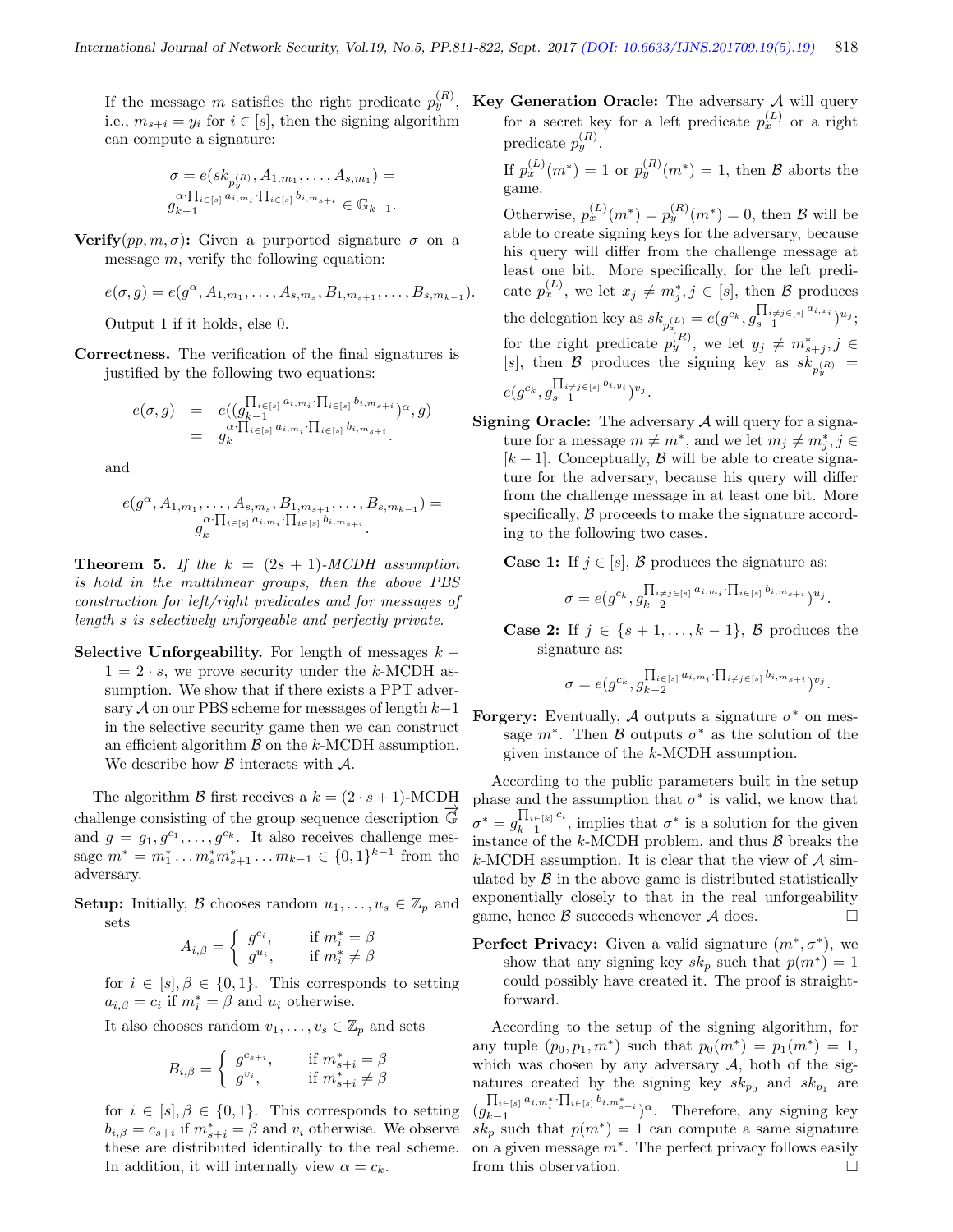If the message $m$ satisfies the right predicate $p_y^{(R)}$, i.e., $m_{s+i} = y_i$ for $i \in [s]$, then the signing algorithm can compute a signature:

$$\sigma = e(sk_{p_y^{(R)}}, A_{1,m_1}, \ldots, A_{s,m_1}) = g_{k-1}^{\alpha \cdot \prod_{i\in[s]} a_{i,m_i} \cdot \prod_{i\in[s]} b_{i,m_{s+i}}} \in \mathbb{G}_{k-1}.$$

**Verify**$(pp, m, \sigma)$**:** Given a purported signature $\sigma$ on a message $m$, verify the following equation:

$$e(\sigma, g) = e(g^{\alpha}, A_{1,m_1}, \ldots, A_{s,m_s}, B_{1,m_{s+1}}, \ldots, B_{s,m_{k-1}}).$$

Output 1 if it holds, else 0.

**Correctness.** The verification of the final signatures is justified by the following two equations:

$$\begin{aligned} e(\sigma, g) &= e((g_{k-1}^{\prod_{i\in[s]} a_{i,m_i} \cdot \prod_{i\in[s]} b_{i,m_{s+i}}})^{\alpha}, g) \\ &= g_k^{\alpha \cdot \prod_{i\in[s]} a_{i,m_i} \cdot \prod_{i\in[s]} b_{i,m_{s+i}}}. \end{aligned}$$

and

$$e(g^{\alpha}, A_{1,m_1}, \ldots, A_{s,m_s}, B_{1,m_{s+1}}, \ldots, B_{s,m_{k-1}}) = g_k^{\alpha \cdot \prod_{i\in[s]} a_{i,m_i} \cdot \prod_{i\in[s]} b_{i,m_{s+i}}}.$$

**Theorem 5.** *If the $k = (2s+1)$-MCDH assumption is hold in the multilinear groups, then the above PBS construction for left/right predicates and for messages of length $s$ is selectively unforgeable and perfectly private.*

**Selective Unforgeability.** For length of messages $k - 1 = 2 \cdot s$, we prove security under the $k$-MCDH assumption. We show that if there exists a PPT adversary $\mathcal{A}$ on our PBS scheme for messages of length $k-1$ in the selective security game then we can construct an efficient algorithm $\mathcal{B}$ on the $k$-MCDH assumption. We describe how $\mathcal{B}$ interacts with $\mathcal{A}$.

The algorithm $\mathcal{B}$ first receives a $k = (2 \cdot s + 1)$-MCDH challenge consisting of the group sequence description $\vec{\mathbb{G}}$ and $g = g_1, g^{c_1}, \ldots, g^{c_k}$. It also receives challenge message $m^* = m_1^* \ldots m_s^* m_{s+1}^* \ldots m_{k-1} \in \{0,1\}^{k-1}$ from the adversary.

**Setup:** Initially, $\mathcal{B}$ chooses random $u_1, \ldots, u_s \in \mathbb{Z}_p$ and sets

$$A_{i,\beta} = \begin{cases} g^{c_i}, & \text{if } m_i^* = \beta \\ g^{u_i}, & \text{if } m_i^* \neq \beta \end{cases}$$

for $i \in [s], \beta \in \{0,1\}$. This corresponds to setting $a_{i,\beta} = c_i$ if $m_i^* = \beta$ and $u_i$ otherwise.

It also chooses random $v_1, \ldots, v_s \in \mathbb{Z}_p$ and sets

$$B_{i,\beta} = \begin{cases} g^{c_{s+i}}, & \text{if } m_{s+i}^* = \beta \\ g^{v_i}, & \text{if } m_{s+i}^* \neq \beta \end{cases}$$

for $i \in [s], \beta \in \{0,1\}$. This corresponds to setting $b_{i,\beta} = c_{s+i}$ if $m_{s+i}^* = \beta$ and $v_i$ otherwise. We observe these are distributed identically to the real scheme. In addition, it will internally view $\alpha = c_k$.

**Key Generation Oracle:** The adversary $\mathcal{A}$ will query for a secret key for a left predicate $p_x^{(L)}$ or a right predicate $p_y^{(R)}$.

If $p_x^{(L)}(m^*) = 1$ or $p_y^{(R)}(m^*) = 1$, then $\mathcal{B}$ aborts the game.

Otherwise, $p_x^{(L)}(m^*) = p_y^{(R)}(m^*) = 0$, then $\mathcal{B}$ will be able to create signing keys for the adversary, because his query will differ from the challenge message at least one bit. More specifically, for the left predicate $p_x^{(L)}$, we let $x_j \neq m_j^*, j \in [s]$, then $\mathcal{B}$ produces the delegation key as $sk_{p_x^{(L)}} = e(g^{c_k}, g_{s-1}^{\prod_{i\neq j\in[s]} a_{i,x_i}})^{u_j}$; for the right predicate $p_y^{(R)}$, we let $y_j \neq m_{s+j}^*, j \in [s]$, then $\mathcal{B}$ produces the signing key as $sk_{p_y^{(R)}} = e(g^{c_k}, g_{s-1}^{\prod_{i\neq j\in[s]} b_{i,y_i}})^{v_j}$.

**Signing Oracle:** The adversary $\mathcal{A}$ will query for a signature for a message $m \neq m^*$, and we let $m_j \neq m_j^*, j \in [k-1]$. Conceptually, $\mathcal{B}$ will be able to create signature for the adversary, because his query will differ from the challenge message in at least one bit. More specifically, $\mathcal{B}$ proceeds to make the signature according to the following two cases.

**Case 1:** If $j \in [s]$, $\mathcal{B}$ produces the signature as:

$$\sigma = e(g^{c_k}, g_{k-2}^{\prod_{i\neq j\in[s]} a_{i,m_i} \cdot \prod_{i\in[s]} b_{i,m_{s+i}}})^{u_j}.$$

**Case 2:** If $j \in \{s+1, \ldots, k-1\}$, $\mathcal{B}$ produces the signature as:

$$\sigma = e(g^{c_k}, g_{k-2}^{\prod_{i\in[s]} a_{i,m_i} \cdot \prod_{i\neq j\in[s]} b_{i,m_{s+i}}})^{v_j}.$$

**Forgery:** Eventually, $\mathcal{A}$ outputs a signature $\sigma^*$ on message $m^*$. Then $\mathcal{B}$ outputs $\sigma^*$ as the solution of the given instance of the $k$-MCDH assumption.

According to the public parameters built in the setup phase and the assumption that $\sigma^*$ is valid, we know that $\sigma^* = g_{k-1}^{\prod_{i\in[k]} c_i}$, implies that $\sigma^*$ is a solution for the given instance of the $k$-MCDH problem, and thus $\mathcal{B}$ breaks the $k$-MCDH assumption. It is clear that the view of $\mathcal{A}$ simulated by $\mathcal{B}$ in the above game is distributed statistically exponentially closely to that in the real unforgeability game, hence $\mathcal{B}$ succeeds whenever $\mathcal{A}$ does. □

**Perfect Privacy:** Given a valid signature $(m^*, \sigma^*)$, we show that any signing key $sk_p$ such that $p(m^*) = 1$ could possibly have created it. The proof is straightforward.

According to the setup of the signing algorithm, for any tuple $(p_0, p_1, m^*)$ such that $p_0(m^*) = p_1(m^*) = 1$, which was chosen by any adversary $\mathcal{A}$, both of the signatures created by the signing key $sk_{p_0}$ and $sk_{p_1}$ are $(g_{k-1}^{\prod_{i\in[s]} a_{i,m_i^*} \cdot \prod_{i\in[s]} b_{i,m_{s+i}^*}})^{\alpha}$. Therefore, any signing key $sk_p$ such that $p(m^*) = 1$ can compute a same signature on a given message $m^*$. The perfect privacy follows easily from this observation. □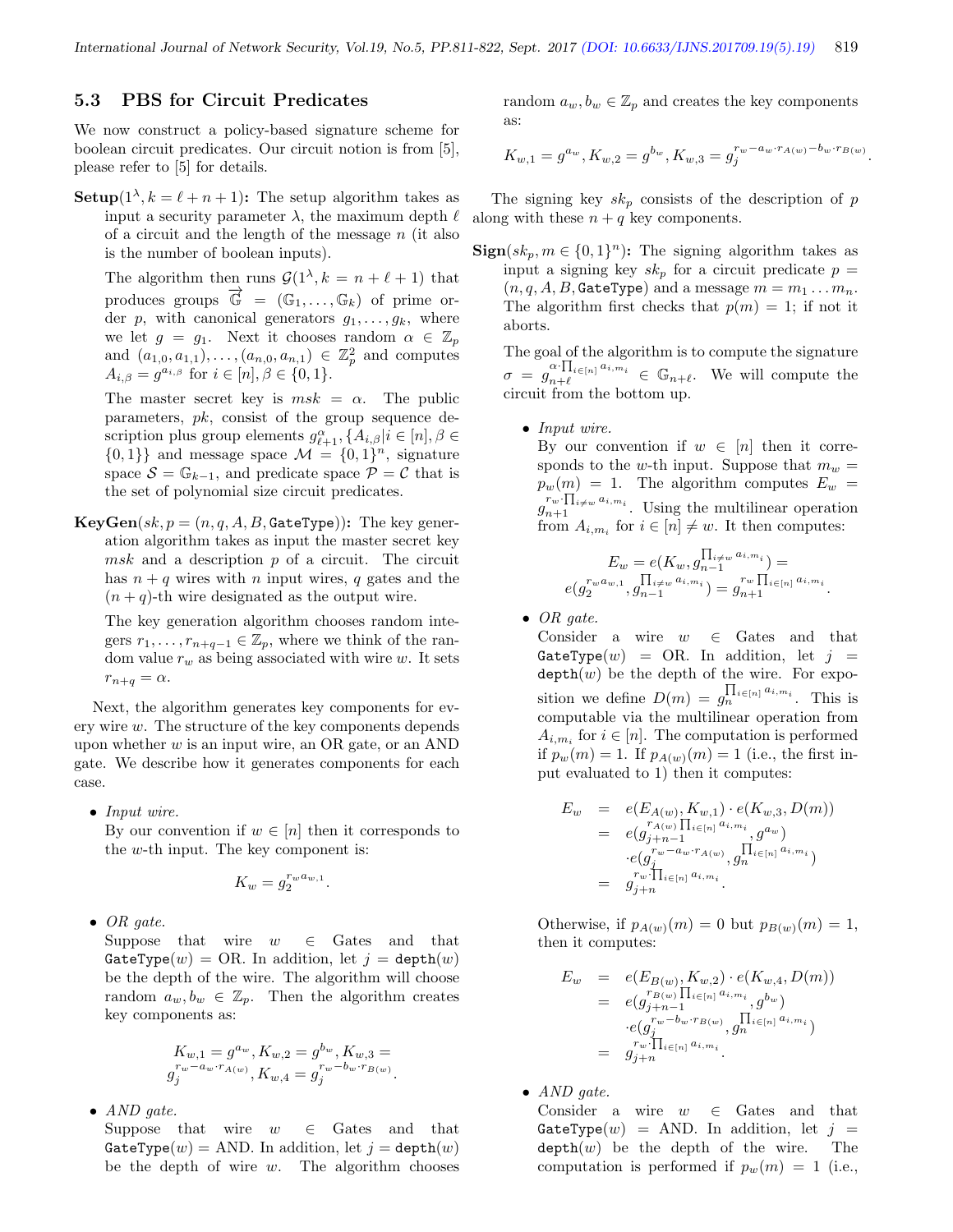### 5.3 PBS for Circuit Predicates

We now construct a policy-based signature scheme for boolean circuit predicates. Our circuit notion is from [5], please refer to [5] for details.

**Setup**$(1^\lambda, k = \ell + n + 1)$**:** The setup algorithm takes as input a security parameter $\lambda$, the maximum depth $\ell$ of a circuit and the length of the message $n$ (it also is the number of boolean inputs).

The algorithm then runs $\mathcal{G}(1^\lambda, k = n + \ell + 1)$ that produces groups $\overrightarrow{\mathbb{G}} = (\mathbb{G}_1, \ldots, \mathbb{G}_k)$ of prime order $p$, with canonical generators $g_1, \ldots, g_k$, where we let $g = g_1$. Next it chooses random $\alpha \in \mathbb{Z}_p$ and $(a_{1,0}, a_{1,1}), \ldots, (a_{n,0}, a_{n,1}) \in \mathbb{Z}_p^2$ and computes $A_{i,\beta} = g^{a_{i,\beta}}$ for $i \in [n], \beta \in \{0,1\}$.

The master secret key is $msk = \alpha$. The public parameters, $pk$, consist of the group sequence description plus group elements $g^{\alpha}_{\ell+1}, \{A_{i,\beta} | i \in [n], \beta \in \{0,1\}\}$ and message space $\mathcal{M} = \{0,1\}^n$, signature space $\mathcal{S} = \mathbb{G}_{k-1}$, and predicate space $\mathcal{P} = \mathcal{C}$ that is the set of polynomial size circuit predicates.

**KeyGen**$(sk, p = (n, q, A, B, \texttt{GateType}))$**:** The key generation algorithm takes as input the master secret key $msk$ and a description $p$ of a circuit. The circuit has $n + q$ wires with $n$ input wires, $q$ gates and the $(n + q)$-th wire designated as the output wire.

The key generation algorithm chooses random integers $r_1, \ldots, r_{n+q-1} \in \mathbb{Z}_p$, where we think of the random value $r_w$ as being associated with wire $w$. It sets $r_{n+q} = \alpha$.

Next, the algorithm generates key components for every wire $w$. The structure of the key components depends upon whether $w$ is an input wire, an OR gate, or an AND gate. We describe how it generates components for each case.

- *Input wire.*
  By our convention if $w \in [n]$ then it corresponds to the $w$-th input. The key component is:
  $$K_w = g_2^{r_w a_{w,1}}.$$

- *OR gate.*
  Suppose that wire $w \in$ Gates and that $\texttt{GateType}(w) = \text{OR}$. In addition, let $j = \texttt{depth}(w)$ be the depth of the wire. The algorithm will choose random $a_w, b_w \in \mathbb{Z}_p$. Then the algorithm creates key components as:
  $$K_{w,1} = g^{a_w}, K_{w,2} = g^{b_w}, K_{w,3} = g_j^{r_w - a_w \cdot r_{A(w)}}, K_{w,4} = g_j^{r_w - b_w \cdot r_{B(w)}}.$$

- *AND gate.*
  Suppose that wire $w \in$ Gates and that $\texttt{GateType}(w) = \text{AND}$. In addition, let $j = \texttt{depth}(w)$ be the depth of wire $w$. The algorithm chooses random $a_w, b_w \in \mathbb{Z}_p$ and creates the key components as:
  $$K_{w,1} = g^{a_w}, K_{w,2} = g^{b_w}, K_{w,3} = g_j^{r_w - a_w \cdot r_{A(w)} - b_w \cdot r_{B(w)}}.$$

The signing key $sk_p$ consists of the description of $p$ along with these $n + q$ key components.

**Sign**$(sk_p, m \in \{0,1\}^n)$**:** The signing algorithm takes as input a signing key $sk_p$ for a circuit predicate $p = (n, q, A, B, \texttt{GateType})$ and a message $m = m_1 \ldots m_n$. The algorithm first checks that $p(m) = 1$; if not it aborts.

The goal of the algorithm is to compute the signature $\sigma = g_{n+\ell}^{\alpha \cdot \prod_{i \in [n]} a_{i,m_i}} \in \mathbb{G}_{n+\ell}$. We will compute the circuit from the bottom up.

- *Input wire.*
  By our convention if $w \in [n]$ then it corresponds to the $w$-th input. Suppose that $m_w = p_w(m) = 1$. The algorithm computes $E_w = g_{n+1}^{r_w \cdot \prod_{i \neq w} a_{i,m_i}}$. Using the multilinear operation from $A_{i,m_i}$ for $i \in [n] \neq w$. It then computes:
  $$E_w = e(K_w, g_{n-1}^{\prod_{i \neq w} a_{i,m_i}}) = e(g_2^{r_w a_{w,1}}, g_{n-1}^{\prod_{i \neq w} a_{i,m_i}}) = g_{n+1}^{r_w \prod_{i \in [n]} a_{i,m_i}}.$$

- *OR gate.*
  Consider a wire $w \in$ Gates and that $\texttt{GateType}(w) = \text{OR}$. In addition, let $j = \texttt{depth}(w)$ be the depth of the wire. For exposition we define $D(m) = g_n^{\prod_{i \in [n]} a_{i,m_i}}$. This is computable via the multilinear operation from $A_{i,m_i}$ for $i \in [n]$. The computation is performed if $p_w(m) = 1$. If $p_{A(w)}(m) = 1$ (i.e., the first input evaluated to 1) then it computes:
  $$\begin{aligned} E_w &= e(E_{A(w)}, K_{w,1}) \cdot e(K_{w,3}, D(m)) \\ &= e(g_{j+n-1}^{r_{A(w)} \prod_{i \in [n]} a_{i,m_i}}, g^{a_w}) \\ &\quad \cdot e(g_j^{r_w - a_w \cdot r_{A(w)}}, g_n^{\prod_{i \in [n]} a_{i,m_i}}) \\ &= g_{j+n}^{r_w \cdot \prod_{i \in [n]} a_{i,m_i}}. \end{aligned}$$

  Otherwise, if $p_{A(w)}(m) = 0$ but $p_{B(w)}(m) = 1$, then it computes:
  $$\begin{aligned} E_w &= e(E_{B(w)}, K_{w,2}) \cdot e(K_{w,4}, D(m)) \\ &= e(g_{j+n-1}^{r_{B(w)} \prod_{i \in [n]} a_{i,m_i}}, g^{b_w}) \\ &\quad \cdot e(g_j^{r_w - b_w \cdot r_{B(w)}}, g_n^{\prod_{i \in [n]} a_{i,m_i}}) \\ &= g_{j+n}^{r_w \cdot \prod_{i \in [n]} a_{i,m_i}}. \end{aligned}$$

- *AND gate.*
  Consider a wire $w \in$ Gates and that $\texttt{GateType}(w) = \text{AND}$. In addition, let $j = \texttt{depth}(w)$ be the depth of the wire. The computation is performed if $p_w(m) = 1$ (i.e.,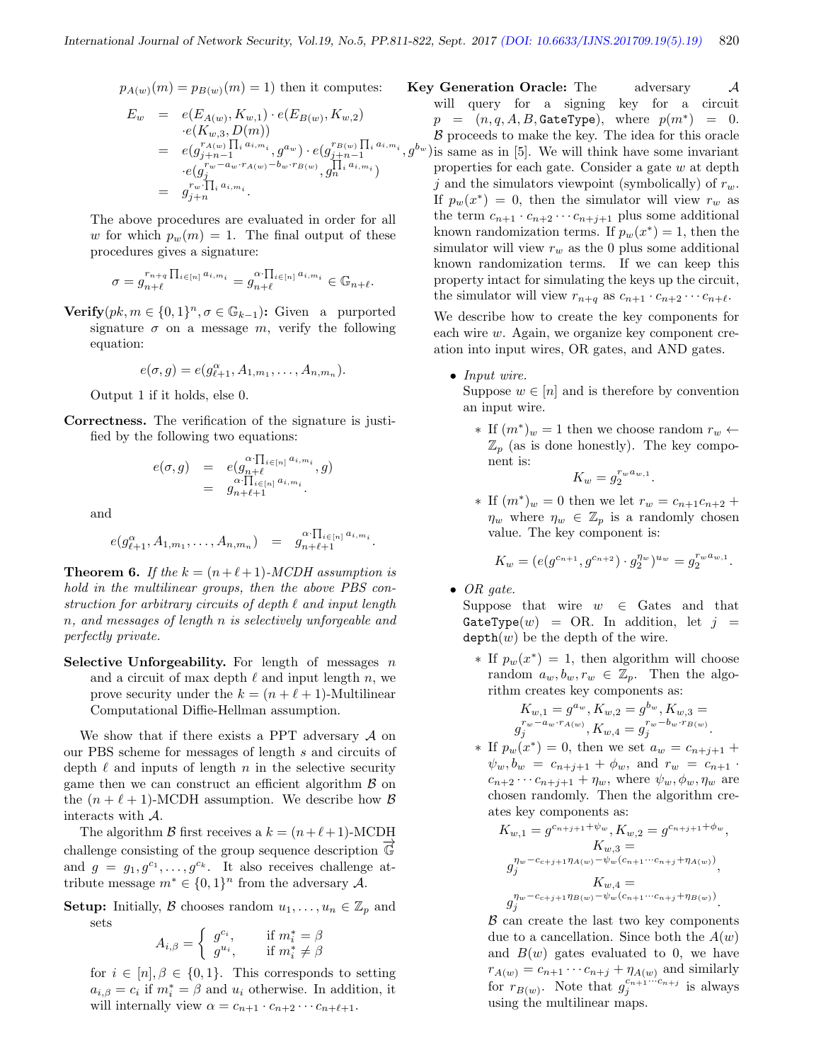$p_{A(w)}(m) = p_{B(w)}(m) = 1$) then it computes:

$$\begin{aligned} E_w &= e(E_{A(w)}, K_{w,1}) \cdot e(E_{B(w)}, K_{w,2}) \\ &\quad \cdot e(K_{w,3}, D(m)) \\ &= e(g_{j+n-1}^{r_{A(w)} \prod_i a_{i,m_i}}, g^{a_w}) \cdot e(g_{j+n-1}^{r_{B(w)} \prod_i a_{i,m_i}}, g^{b_w}) \\ &\quad \cdot e(g_j^{r_w - a_w \cdot r_{A(w)} - b_w \cdot r_{B(w)}}, g_n^{\prod_i a_{i,m_i}}) \\ &= g_{j+n}^{r_w \cdot \prod_i a_{i,m_i}}. \end{aligned}$$

The above procedures are evaluated in order for all $w$ for which $p_w(m) = 1$. The final output of these procedures gives a signature:

$$\sigma = g_{n+\ell}^{r_{n+q} \prod_{i \in [n]} a_{i,m_i}} = g_{n+\ell}^{\alpha \cdot \prod_{i \in [n]} a_{i,m_i}} \in \mathbb{G}_{n+\ell}.$$

**Verify**$(pk, m \in \{0,1\}^n, \sigma \in \mathbb{G}_{k-1})$**:** Given a purported signature $\sigma$ on a message $m$, verify the following equation:

$$e(\sigma, g) = e(g_{\ell+1}^{\alpha}, A_{1,m_1}, \ldots, A_{n,m_n}).$$

Output 1 if it holds, else 0.

**Correctness.** The verification of the signature is justified by the following two equations:

$$\begin{aligned} e(\sigma, g) &= e(g_{n+\ell}^{\alpha \cdot \prod_{i \in [n]} a_{i,m_i}}, g) \\ &= g_{n+\ell+1}^{\alpha \cdot \prod_{i \in [n]} a_{i,m_i}}. \end{aligned}$$

and

$$e(g_{\ell+1}^{\alpha}, A_{1,m_1}, \ldots, A_{n,m_n}) = g_{n+\ell+1}^{\alpha \cdot \prod_{i \in [n]} a_{i,m_i}}.$$

**Theorem 6.** *If the $k = (n+\ell+1)$-MCDH assumption is hold in the multilinear groups, then the above PBS construction for arbitrary circuits of depth $\ell$ and input length $n$, and messages of length $n$ is selectively unforgeable and perfectly private.*

**Selective Unforgeability.** For length of messages $n$ and a circuit of max depth $\ell$ and input length $n$, we prove security under the $k = (n+\ell+1)$-Multilinear Computational Diffie-Hellman assumption.

We show that if there exists a PPT adversary $\mathcal{A}$ on our PBS scheme for messages of length $s$ and circuits of depth $\ell$ and inputs of length $n$ in the selective security game then we can construct an efficient algorithm $\mathcal{B}$ on the $(n+\ell+1)$-MCDH assumption. We describe how $\mathcal{B}$ interacts with $\mathcal{A}$.

The algorithm $\mathcal{B}$ first receives a $k = (n+\ell+1)$-MCDH challenge consisting of the group sequence description $\overrightarrow{\mathbb{G}}$ and $g = g_1, g^{c_1}, \ldots, g^{c_k}$. It also receives challenge attribute message $m^* \in \{0,1\}^n$ from the adversary $\mathcal{A}$.

**Setup:** Initially, $\mathcal{B}$ chooses random $u_1, \ldots, u_n \in \mathbb{Z}_p$ and sets

$$A_{i,\beta} = \begin{cases} g^{c_i}, & \text{if } m_i^* = \beta \\ g^{u_i}, & \text{if } m_i^* \neq \beta \end{cases}$$

for $i \in [n], \beta \in \{0,1\}$. This corresponds to setting $a_{i,\beta} = c_i$ if $m_i^* = \beta$ and $u_i$ otherwise. In addition, it will internally view $\alpha = c_{n+1} \cdot c_{n+2} \cdots c_{n+\ell+1}$.

**Key Generation Oracle:** The adversary $\mathcal{A}$ will query for a signing key for a circuit $p = (n, q, A, B, \texttt{GateType})$, where $p(m^*) = 0$. $\mathcal{B}$ proceeds to make the key. The idea for this oracle is same as in [5]. We will think have some invariant properties for each gate. Consider a gate $w$ at depth $j$ and the simulators viewpoint (symbolically) of $r_w$. If $p_w(x^*) = 0$, then the simulator will view $r_w$ as the term $c_{n+1} \cdot c_{n+2} \cdots c_{n+j+1}$ plus some additional known randomization terms. If $p_w(x^*) = 1$, then the simulator will view $r_w$ as the 0 plus some additional known randomization terms. If we can keep this property intact for simulating the keys up the circuit, the simulator will view $r_{n+q}$ as $c_{n+1} \cdot c_{n+2} \cdots c_{n+\ell}$.

We describe how to create the key components for each wire $w$. Again, we organize key component creation into input wires, OR gates, and AND gates.

- *Input wire.*
  Suppose $w \in [n]$ and is therefore by convention an input wire.
  - If $(m^*)_w = 1$ then we choose random $r_w \leftarrow \mathbb{Z}_p$ (as is done honestly). The key component is:
  $$K_w = g_2^{r_w a_{w,1}}.$$
  - If $(m^*)_w = 0$ then we let $r_w = c_{n+1}c_{n+2} + \eta_w$ where $\eta_w \in \mathbb{Z}_p$ is a randomly chosen value. The key component is:
  $$K_w = (e(g^{c_{n+1}}, g^{c_{n+2}}) \cdot g_2^{\eta_w})^{u_w} = g_2^{r_w a_{w,1}}.$$

- *OR gate.*
  Suppose that wire $w \in$ Gates and that $\texttt{GateType}(w) = $ OR. In addition, let $j = \texttt{depth}(w)$ be the depth of the wire.
  - If $p_w(x^*) = 1$, then algorithm will choose random $a_w, b_w, r_w \in \mathbb{Z}_p$. Then the algorithm creates key components as:
  $$K_{w,1} = g^{a_w}, K_{w,2} = g^{b_w}, K_{w,3} = g_j^{r_w - a_w \cdot r_{A(w)}}, K_{w,4} = g_j^{r_w - b_w \cdot r_{B(w)}}.$$
  - If $p_w(x^*) = 0$, then we set $a_w = c_{n+j+1} + \psi_w, b_w = c_{n+j+1} + \phi_w$, and $r_w = c_{n+1} \cdot c_{n+2} \cdots c_{n+j+1} + \eta_w$, where $\psi_w, \phi_w, \eta_w$ are chosen randomly. Then the algorithm creates key components as:
  $$K_{w,1} = g^{c_{n+j+1} + \psi_w}, K_{w,2} = g^{c_{n+j+1} + \phi_w},$$
  $$K_{w,3} = g_j^{\eta_w - c_{c+j+1}\eta_{A(w)} - \psi_w(c_{n+1} \cdots c_{n+j} + \eta_{A(w)})},$$
  $$K_{w,4} = g_j^{\eta_w - c_{c+j+1}\eta_{B(w)} - \psi_w(c_{n+1} \cdots c_{n+j} + \eta_{B(w)})}.$$

  $\mathcal{B}$ can create the last two key components due to a cancellation. Since both the $A(w)$ and $B(w)$ gates evaluated to 0, we have $r_{A(w)} = c_{n+1} \cdots c_{n+j} + \eta_{A(w)}$ and similarly for $r_{B(w)}$. Note that $g_j^{c_{n+1} \cdots c_{n+j}}$ is always using the multilinear maps.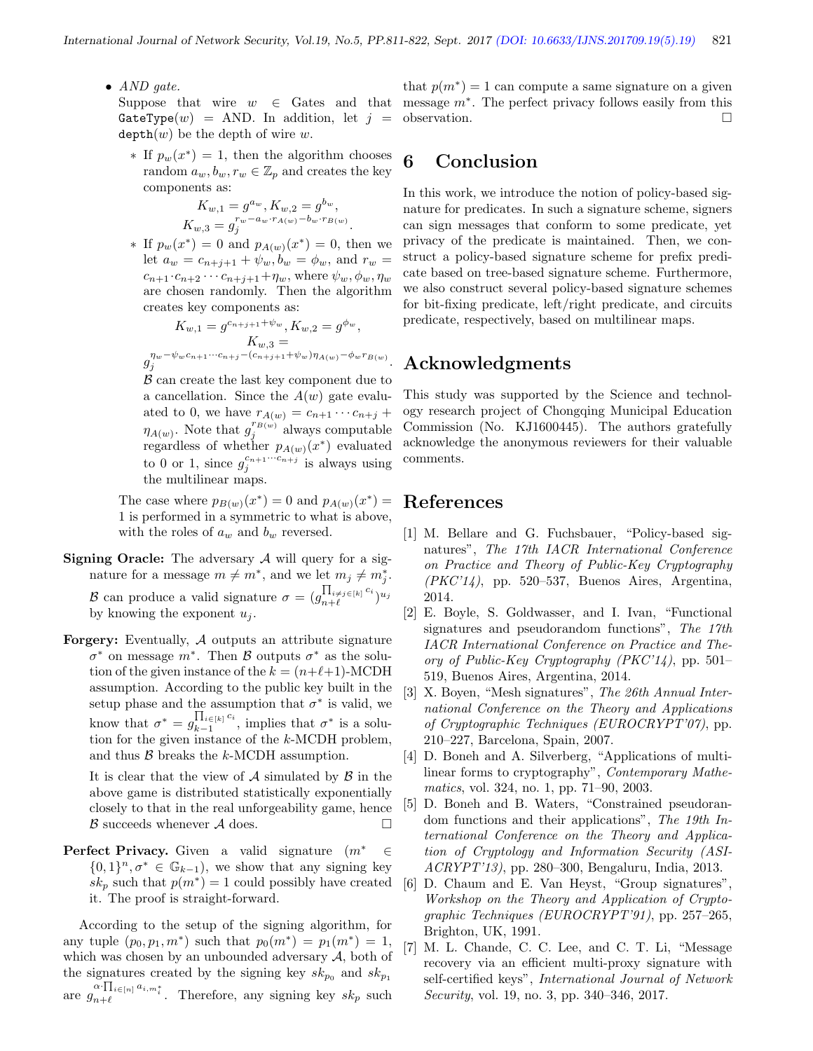- *AND gate.*
  Suppose that wire $w \in$ Gates and that $\texttt{GateType}(w) = \text{AND}$. In addition, let $j = \texttt{depth}(w)$ be the depth of wire $w$.

  * If $p_w(x^*) = 1$, then the algorithm chooses random $a_w, b_w, r_w \in \mathbb{Z}_p$ and creates the key components as:
  $$K_{w,1} = g^{a_w}, K_{w,2} = g^{b_w},$$
  $$K_{w,3} = g_j^{r_w - a_w \cdot r_{A(w)} - b_w \cdot r_{B(w)}}.$$
  * If $p_w(x^*) = 0$ and $p_{A(w)}(x^*) = 0$, then we let $a_w = c_{n+j+1} + \psi_w, b_w = \phi_w$, and $r_w = c_{n+1} \cdot c_{n+2} \cdots c_{n+j+1} + \eta_w$, where $\psi_w, \phi_w, \eta_w$ are chosen randomly. Then the algorithm creates key components as:
  $$K_{w,1} = g^{c_{n+j+1}+\psi_w}, K_{w,2} = g^{\phi_w},$$
  $$K_{w,3} = g_j^{\eta_w - \psi_w c_{n+1} \cdots c_{n+j} - (c_{n+j+1}+\psi_w)\eta_{A(w)} - \phi_w r_{B(w)}}.$$
  $\mathcal{B}$ can create the last key component due to a cancellation. Since the $A(w)$ gate evaluated to 0, we have $r_{A(w)} = c_{n+1} \cdots c_{n+j} + \eta_{A(w)}$. Note that $g_j^{r_{B(w)}}$ always computable regardless of whether $p_{A(w)}(x^*)$ evaluated to 0 or 1, since $g_j^{c_{n+1} \cdots c_{n+j}}$ is always using the multilinear maps.

  The case where $p_{B(w)}(x^*) = 0$ and $p_{A(w)}(x^*) = 1$ is performed in a symmetric to what is above, with the roles of $a_w$ and $b_w$ reversed.

**Signing Oracle:** The adversary $\mathcal{A}$ will query for a signature for a message $m \neq m^*$, and we let $m_j \neq m_j^*$. $\mathcal{B}$ can produce a valid signature $\sigma = (g_{n+\ell}^{\prod_{i \neq j \in [k]} c_i})^{u_j}$ by knowing the exponent $u_j$.

**Forgery:** Eventually, $\mathcal{A}$ outputs an attribute signature $\sigma^*$ on message $m^*$. Then $\mathcal{B}$ outputs $\sigma^*$ as the solution of the given instance of the $k = (n+\ell+1)$-MCDH assumption. According to the public key built in the setup phase and the assumption that $\sigma^*$ is valid, we know that $\sigma^* = g_{k-1}^{\prod_{i \in [k]} c_i}$, implies that $\sigma^*$ is a solution for the given instance of the $k$-MCDH problem, and thus $\mathcal{B}$ breaks the $k$-MCDH assumption.

It is clear that the view of $\mathcal{A}$ simulated by $\mathcal{B}$ in the above game is distributed statistically exponentially closely to that in the real unforgeability game, hence $\mathcal{B}$ succeeds whenever $\mathcal{A}$ does. □

**Perfect Privacy.** Given a valid signature $(m^* \in \{0,1\}^n, \sigma^* \in \mathbb{G}_{k-1})$, we show that any signing key $sk_p$ such that $p(m^*) = 1$ could possibly have created it. The proof is straight-forward.

According to the setup of the signing algorithm, for any tuple $(p_0, p_1, m^*)$ such that $p_0(m^*) = p_1(m^*) = 1$, which was chosen by an unbounded adversary $\mathcal{A}$, both of the signatures created by the signing key $sk_{p_0}$ and $sk_{p_1}$ are $g_{n+\ell}^{\alpha \cdot \prod_{i \in [n]} a_{i,m_i^*}}$. Therefore, any signing key $sk_p$ such that $p(m^*) = 1$ can compute a same signature on a given message $m^*$. The perfect privacy follows easily from this observation. □

## 6 Conclusion

In this work, we introduce the notion of policy-based signature for predicates. In such a signature scheme, signers can sign messages that conform to some predicate, yet privacy of the predicate is maintained. Then, we construct a policy-based signature scheme for prefix predicate based on tree-based signature scheme. Furthermore, we also construct several policy-based signature schemes for bit-fixing predicate, left/right predicate, and circuits predicate, respectively, based on multilinear maps.

## Acknowledgments

This study was supported by the Science and technology research project of Chongqing Municipal Education Commission (No. KJ1600445). The authors gratefully acknowledge the anonymous reviewers for their valuable comments.

## References

[1] M. Bellare and G. Fuchsbauer, "Policy-based signatures", *The 17th IACR International Conference on Practice and Theory of Public-Key Cryptography (PKC'14)*, pp. 520–537, Buenos Aires, Argentina, 2014.

[2] E. Boyle, S. Goldwasser, and I. Ivan, "Functional signatures and pseudorandom functions", *The 17th IACR International Conference on Practice and Theory of Public-Key Cryptography (PKC'14)*, pp. 501–519, Buenos Aires, Argentina, 2014.

[3] X. Boyen, "Mesh signatures", *The 26th Annual International Conference on the Theory and Applications of Cryptographic Techniques (EUROCRYPT'07)*, pp. 210–227, Barcelona, Spain, 2007.

[4] D. Boneh and A. Silverberg, "Applications of multilinear forms to cryptography", *Contemporary Mathematics*, vol. 324, no. 1, pp. 71–90, 2003.

[5] D. Boneh and B. Waters, "Constrained pseudorandom functions and their applications", *The 19th International Conference on the Theory and Application of Cryptology and Information Security (ASIACRYPT'13)*, pp. 280–300, Bengaluru, India, 2013.

[6] D. Chaum and E. Van Heyst, "Group signatures", *Workshop on the Theory and Application of Cryptographic Techniques (EUROCRYPT'91)*, pp. 257–265, Brighton, UK, 1991.

[7] M. L. Chande, C. C. Lee, and C. T. Li, "Message recovery via an efficient multi-proxy signature with self-certified keys", *International Journal of Network Security*, vol. 19, no. 3, pp. 340–346, 2017.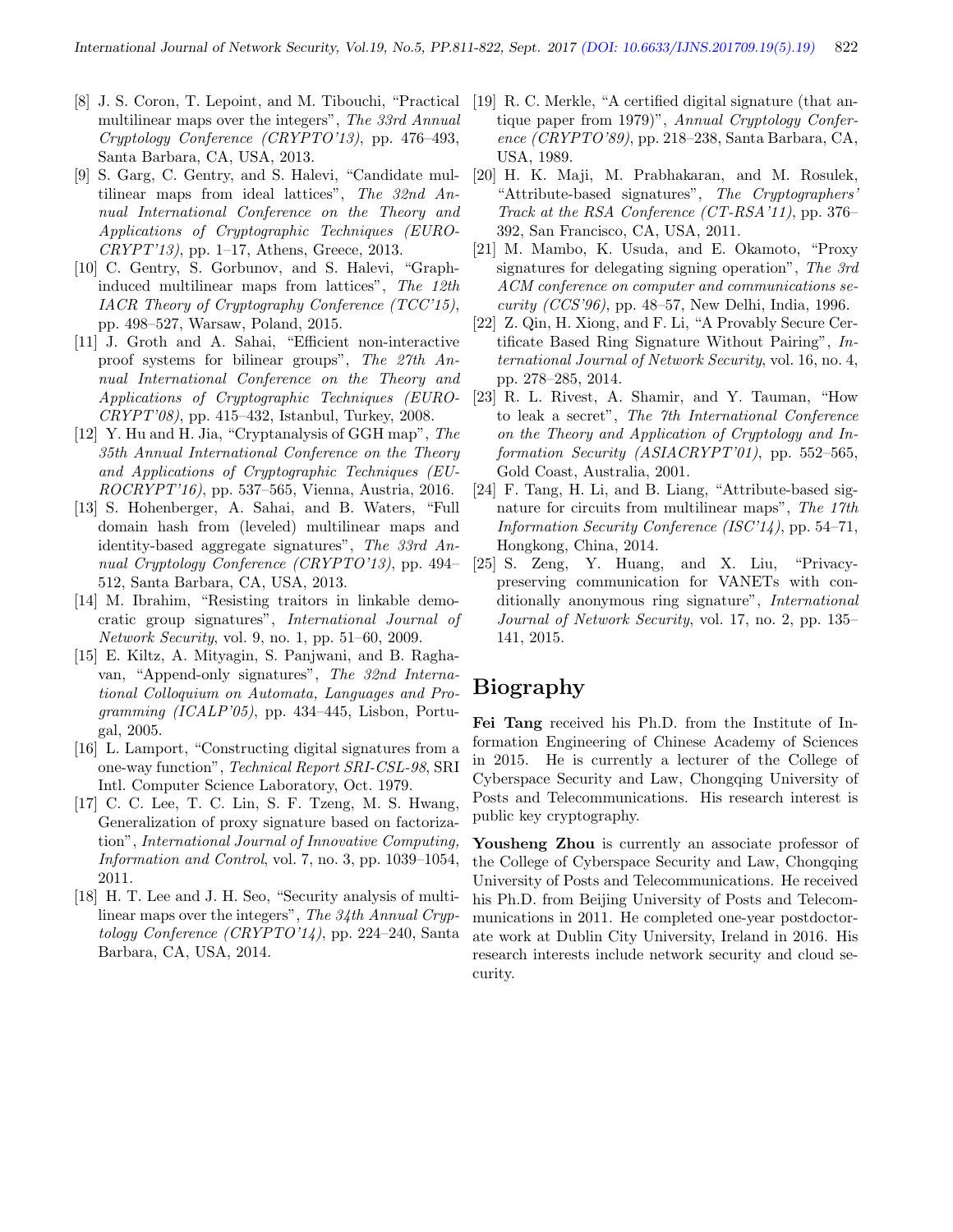[8] J. S. Coron, T. Lepoint, and M. Tibouchi, "Practical multilinear maps over the integers", *The 33rd Annual Cryptology Conference (CRYPTO'13)*, pp. 476–493, Santa Barbara, CA, USA, 2013.

[9] S. Garg, C. Gentry, and S. Halevi, "Candidate multilinear maps from ideal lattices", *The 32nd Annual International Conference on the Theory and Applications of Cryptographic Techniques (EUROCRYPT'13)*, pp. 1–17, Athens, Greece, 2013.

[10] C. Gentry, S. Gorbunov, and S. Halevi, "Graph-induced multilinear maps from lattices", *The 12th IACR Theory of Cryptography Conference (TCC'15)*, pp. 498–527, Warsaw, Poland, 2015.

[11] J. Groth and A. Sahai, "Efficient non-interactive proof systems for bilinear groups", *The 27th Annual International Conference on the Theory and Applications of Cryptographic Techniques (EUROCRYPT'08)*, pp. 415–432, Istanbul, Turkey, 2008.

[12] Y. Hu and H. Jia, "Cryptanalysis of GGH map", *The 35th Annual International Conference on the Theory and Applications of Cryptographic Techniques (EUROCRYPT'16)*, pp. 537–565, Vienna, Austria, 2016.

[13] S. Hohenberger, A. Sahai, and B. Waters, "Full domain hash from (leveled) multilinear maps and identity-based aggregate signatures", *The 33rd Annual Cryptology Conference (CRYPTO'13)*, pp. 494–512, Santa Barbara, CA, USA, 2013.

[14] M. Ibrahim, "Resisting traitors in linkable democratic group signatures", *International Journal of Network Security*, vol. 9, no. 1, pp. 51–60, 2009.

[15] E. Kiltz, A. Mityagin, S. Panjwani, and B. Raghavan, "Append-only signatures", *The 32nd International Colloquium on Automata, Languages and Programming (ICALP'05)*, pp. 434–445, Lisbon, Portugal, 2005.

[16] L. Lamport, "Constructing digital signatures from a one-way function", *Technical Report SRI-CSL-98*, SRI Intl. Computer Science Laboratory, Oct. 1979.

[17] C. C. Lee, T. C. Lin, S. F. Tzeng, M. S. Hwang, Generalization of proxy signature based on factorization", *International Journal of Innovative Computing, Information and Control*, vol. 7, no. 3, pp. 1039–1054, 2011.

[18] H. T. Lee and J. H. Seo, "Security analysis of multilinear maps over the integers", *The 34th Annual Cryptology Conference (CRYPTO'14)*, pp. 224–240, Santa Barbara, CA, USA, 2014.

[19] R. C. Merkle, "A certified digital signature (that antique paper from 1979)", *Annual Cryptology Conference (CRYPTO'89)*, pp. 218–238, Santa Barbara, CA, USA, 1989.

[20] H. K. Maji, M. Prabhakaran, and M. Rosulek, "Attribute-based signatures", *The Cryptographers' Track at the RSA Conference (CT-RSA'11)*, pp. 376–392, San Francisco, CA, USA, 2011.

[21] M. Mambo, K. Usuda, and E. Okamoto, "Proxy signatures for delegating signing operation", *The 3rd ACM conference on computer and communications security (CCS'96)*, pp. 48–57, New Delhi, India, 1996.

[22] Z. Qin, H. Xiong, and F. Li, "A Provably Secure Certificate Based Ring Signature Without Pairing", *International Journal of Network Security*, vol. 16, no. 4, pp. 278–285, 2014.

[23] R. L. Rivest, A. Shamir, and Y. Tauman, "How to leak a secret", *The 7th International Conference on the Theory and Application of Cryptology and Information Security (ASIACRYPT'01)*, pp. 552–565, Gold Coast, Australia, 2001.

[24] F. Tang, H. Li, and B. Liang, "Attribute-based signature for circuits from multilinear maps", *The 17th Information Security Conference (ISC'14)*, pp. 54–71, Hongkong, China, 2014.

[25] S. Zeng, Y. Huang, and X. Liu, "Privacy-preserving communication for VANETs with conditionally anonymous ring signature", *International Journal of Network Security*, vol. 17, no. 2, pp. 135–141, 2015.

# Biography

**Fei Tang** received his Ph.D. from the Institute of Information Engineering of Chinese Academy of Sciences in 2015. He is currently a lecturer of the College of Cyberspace Security and Law, Chongqing University of Posts and Telecommunications. His research interest is public key cryptography.

**Yousheng Zhou** is currently an associate professor of the College of Cyberspace Security and Law, Chongqing University of Posts and Telecommunications. He received his Ph.D. from Beijing University of Posts and Telecommunications in 2011. He completed one-year postdoctorate work at Dublin City University, Ireland in 2016. His research interests include network security and cloud security.